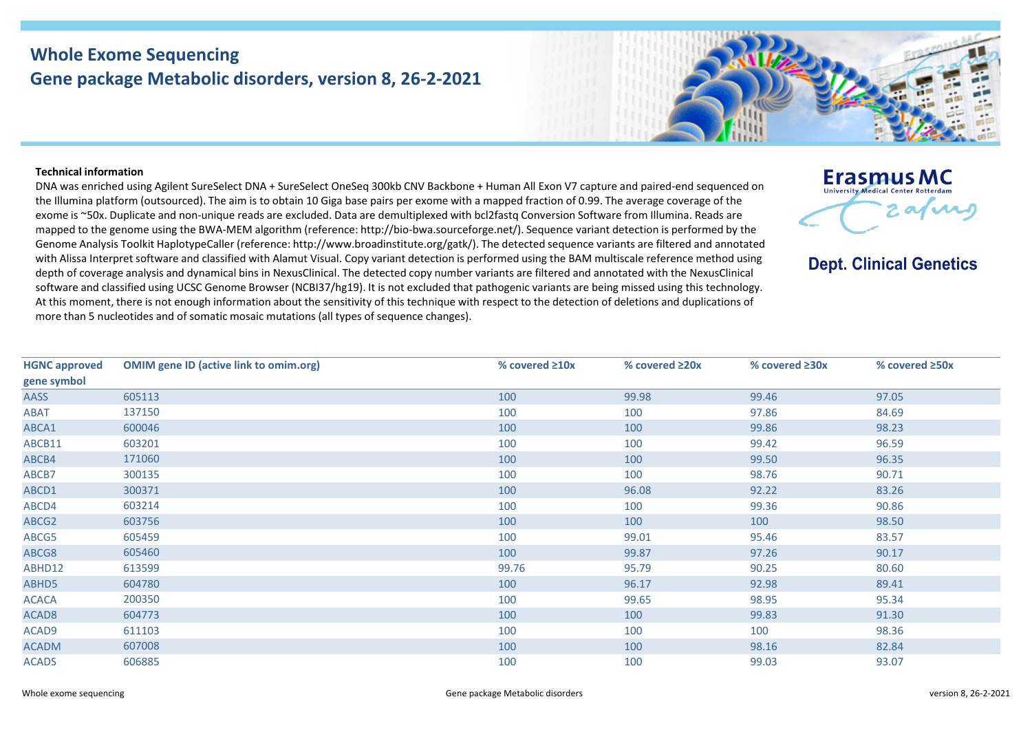# Whole Exome Sequencing
## Gene package Metabolic disorders, version 8, 26-2-2021

Erasmus MC
University Medical Center Rotterdam

**Dept. Clinical Genetics**

**Technical information**

DNA was enriched using Agilent SureSelect DNA + SureSelect OneSeq 300kb CNV Backbone + Human All Exon V7 capture and paired-end sequenced on the Illumina platform (outsourced). The aim is to obtain 10 Giga base pairs per exome with a mapped fraction of 0.99. The average coverage of the exome is ~50x. Duplicate and non-unique reads are excluded. Data are demultiplexed with bcl2fastq Conversion Software from Illumina. Reads are mapped to the genome using the BWA-MEM algorithm (reference: http://bio-bwa.sourceforge.net/). Sequence variant detection is performed by the Genome Analysis Toolkit HaplotypeCaller (reference: http://www.broadinstitute.org/gatk/). The detected sequence variants are filtered and annotated with Alissa Interpret software and classified with Alamut Visual. Copy variant detection is performed using the BAM multiscale reference method using depth of coverage analysis and dynamical bins in NexusClinical. The detected copy number variants are filtered and annotated with the NexusClinical software and classified using UCSC Genome Browser (NCBI37/hg19). It is not excluded that pathogenic variants are being missed using this technology. At this moment, there is not enough information about the sensitivity of this technique with respect to the detection of deletions and duplications of more than 5 nucleotides and of somatic mosaic mutations (all types of sequence changes).

| HGNC approved gene symbol | OMIM gene ID (active link to omim.org) | % covered ≥10x | % covered ≥20x | % covered ≥30x | % covered ≥50x |
|---|---|---|---|---|---|
| AASS | 605113 | 100 | 99.98 | 99.46 | 97.05 |
| ABAT | 137150 | 100 | 100 | 97.86 | 84.69 |
| ABCA1 | 600046 | 100 | 100 | 99.86 | 98.23 |
| ABCB11 | 603201 | 100 | 100 | 99.42 | 96.59 |
| ABCB4 | 171060 | 100 | 100 | 99.50 | 96.35 |
| ABCB7 | 300135 | 100 | 100 | 98.76 | 90.71 |
| ABCD1 | 300371 | 100 | 96.08 | 92.22 | 83.26 |
| ABCD4 | 603214 | 100 | 100 | 99.36 | 90.86 |
| ABCG2 | 603756 | 100 | 100 | 100 | 98.50 |
| ABCG5 | 605459 | 100 | 99.01 | 95.46 | 83.57 |
| ABCG8 | 605460 | 100 | 99.87 | 97.26 | 90.17 |
| ABHD12 | 613599 | 99.76 | 95.79 | 90.25 | 80.60 |
| ABHD5 | 604780 | 100 | 96.17 | 92.98 | 89.41 |
| ACACA | 200350 | 100 | 99.65 | 98.95 | 95.34 |
| ACAD8 | 604773 | 100 | 100 | 99.83 | 91.30 |
| ACAD9 | 611103 | 100 | 100 | 100 | 98.36 |
| ACADM | 607008 | 100 | 100 | 98.16 | 82.84 |
| ACADS | 606885 | 100 | 100 | 99.03 | 93.07 |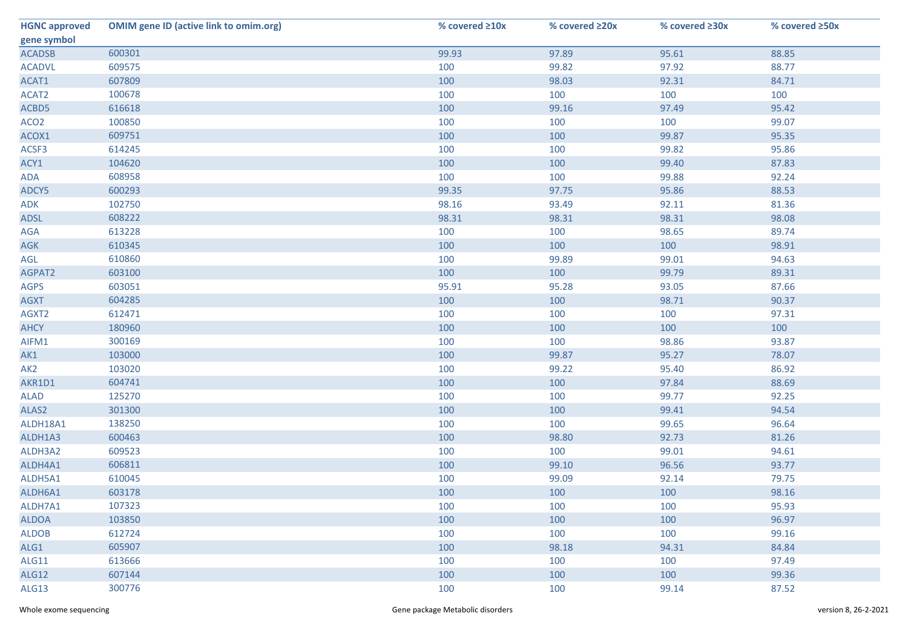| HGNC approved gene symbol | OMIM gene ID (active link to omim.org) | % covered ≥10x | % covered ≥20x | % covered ≥30x | % covered ≥50x |
|---|---|---|---|---|---|
| ACADSB | 600301 | 99.93 | 97.89 | 95.61 | 88.85 |
| ACADVL | 609575 | 100 | 99.82 | 97.92 | 88.77 |
| ACAT1 | 607809 | 100 | 98.03 | 92.31 | 84.71 |
| ACAT2 | 100678 | 100 | 100 | 100 | 100 |
| ACBD5 | 616618 | 100 | 99.16 | 97.49 | 95.42 |
| ACO2 | 100850 | 100 | 100 | 100 | 99.07 |
| ACOX1 | 609751 | 100 | 100 | 99.87 | 95.35 |
| ACSF3 | 614245 | 100 | 100 | 99.82 | 95.86 |
| ACY1 | 104620 | 100 | 100 | 99.40 | 87.83 |
| ADA | 608958 | 100 | 100 | 99.88 | 92.24 |
| ADCY5 | 600293 | 99.35 | 97.75 | 95.86 | 88.53 |
| ADK | 102750 | 98.16 | 93.49 | 92.11 | 81.36 |
| ADSL | 608222 | 98.31 | 98.31 | 98.31 | 98.08 |
| AGA | 613228 | 100 | 100 | 98.65 | 89.74 |
| AGK | 610345 | 100 | 100 | 100 | 98.91 |
| AGL | 610860 | 100 | 99.89 | 99.01 | 94.63 |
| AGPAT2 | 603100 | 100 | 100 | 99.79 | 89.31 |
| AGPS | 603051 | 95.91 | 95.28 | 93.05 | 87.66 |
| AGXT | 604285 | 100 | 100 | 98.71 | 90.37 |
| AGXT2 | 612471 | 100 | 100 | 100 | 97.31 |
| AHCY | 180960 | 100 | 100 | 100 | 100 |
| AIFM1 | 300169 | 100 | 100 | 98.86 | 93.87 |
| AK1 | 103000 | 100 | 99.87 | 95.27 | 78.07 |
| AK2 | 103020 | 100 | 99.22 | 95.40 | 86.92 |
| AKR1D1 | 604741 | 100 | 100 | 97.84 | 88.69 |
| ALAD | 125270 | 100 | 100 | 99.77 | 92.25 |
| ALAS2 | 301300 | 100 | 100 | 99.41 | 94.54 |
| ALDH18A1 | 138250 | 100 | 100 | 99.65 | 96.64 |
| ALDH1A3 | 600463 | 100 | 98.80 | 92.73 | 81.26 |
| ALDH3A2 | 609523 | 100 | 100 | 99.01 | 94.61 |
| ALDH4A1 | 606811 | 100 | 99.10 | 96.56 | 93.77 |
| ALDH5A1 | 610045 | 100 | 99.09 | 92.14 | 79.75 |
| ALDH6A1 | 603178 | 100 | 100 | 100 | 98.16 |
| ALDH7A1 | 107323 | 100 | 100 | 100 | 95.93 |
| ALDOA | 103850 | 100 | 100 | 100 | 96.97 |
| ALDOB | 612724 | 100 | 100 | 100 | 99.16 |
| ALG1 | 605907 | 100 | 98.18 | 94.31 | 84.84 |
| ALG11 | 613666 | 100 | 100 | 100 | 97.49 |
| ALG12 | 607144 | 100 | 100 | 100 | 99.36 |
| ALG13 | 300776 | 100 | 100 | 99.14 | 87.52 |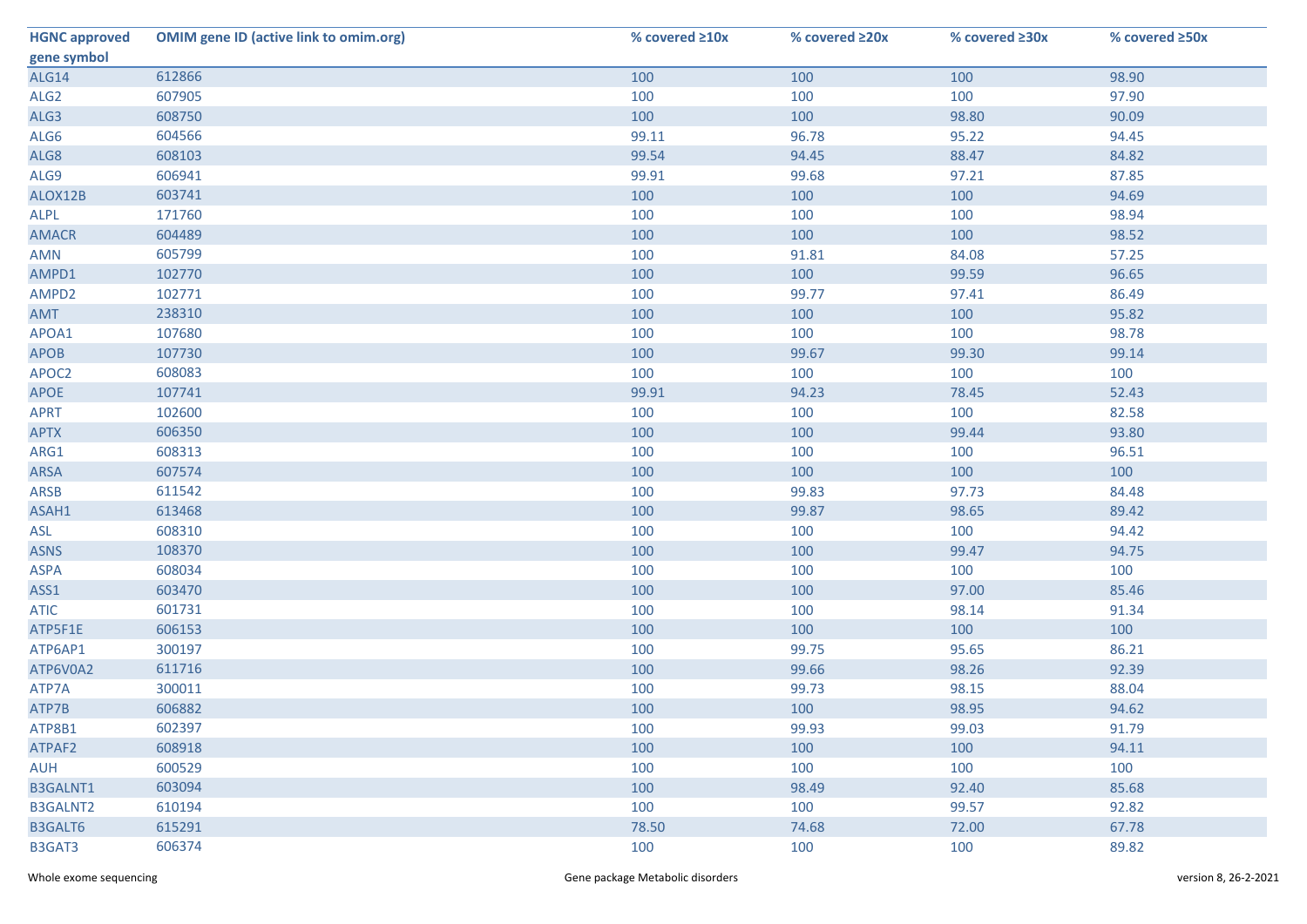| HGNC approved gene symbol | OMIM gene ID (active link to omim.org) | % covered ≥10x | % covered ≥20x | % covered ≥30x | % covered ≥50x |
|---|---|---|---|---|---|
| ALG14 | 612866 | 100 | 100 | 100 | 98.90 |
| ALG2 | 607905 | 100 | 100 | 100 | 97.90 |
| ALG3 | 608750 | 100 | 100 | 98.80 | 90.09 |
| ALG6 | 604566 | 99.11 | 96.78 | 95.22 | 94.45 |
| ALG8 | 608103 | 99.54 | 94.45 | 88.47 | 84.82 |
| ALG9 | 606941 | 99.91 | 99.68 | 97.21 | 87.85 |
| ALOX12B | 603741 | 100 | 100 | 100 | 94.69 |
| ALPL | 171760 | 100 | 100 | 100 | 98.94 |
| AMACR | 604489 | 100 | 100 | 100 | 98.52 |
| AMN | 605799 | 100 | 91.81 | 84.08 | 57.25 |
| AMPD1 | 102770 | 100 | 100 | 99.59 | 96.65 |
| AMPD2 | 102771 | 100 | 99.77 | 97.41 | 86.49 |
| AMT | 238310 | 100 | 100 | 100 | 95.82 |
| APOA1 | 107680 | 100 | 100 | 100 | 98.78 |
| APOB | 107730 | 100 | 99.67 | 99.30 | 99.14 |
| APOC2 | 608083 | 100 | 100 | 100 | 100 |
| APOE | 107741 | 99.91 | 94.23 | 78.45 | 52.43 |
| APRT | 102600 | 100 | 100 | 100 | 82.58 |
| APTX | 606350 | 100 | 100 | 99.44 | 93.80 |
| ARG1 | 608313 | 100 | 100 | 100 | 96.51 |
| ARSA | 607574 | 100 | 100 | 100 | 100 |
| ARSB | 611542 | 100 | 99.83 | 97.73 | 84.48 |
| ASAH1 | 613468 | 100 | 99.87 | 98.65 | 89.42 |
| ASL | 608310 | 100 | 100 | 100 | 94.42 |
| ASNS | 108370 | 100 | 100 | 99.47 | 94.75 |
| ASPA | 608034 | 100 | 100 | 100 | 100 |
| ASS1 | 603470 | 100 | 100 | 97.00 | 85.46 |
| ATIC | 601731 | 100 | 100 | 98.14 | 91.34 |
| ATP5F1E | 606153 | 100 | 100 | 100 | 100 |
| ATP6AP1 | 300197 | 100 | 99.75 | 95.65 | 86.21 |
| ATP6V0A2 | 611716 | 100 | 99.66 | 98.26 | 92.39 |
| ATP7A | 300011 | 100 | 99.73 | 98.15 | 88.04 |
| ATP7B | 606882 | 100 | 100 | 98.95 | 94.62 |
| ATP8B1 | 602397 | 100 | 99.93 | 99.03 | 91.79 |
| ATPAF2 | 608918 | 100 | 100 | 100 | 94.11 |
| AUH | 600529 | 100 | 100 | 100 | 100 |
| B3GALNT1 | 603094 | 100 | 98.49 | 92.40 | 85.68 |
| B3GALNT2 | 610194 | 100 | 100 | 99.57 | 92.82 |
| B3GALT6 | 615291 | 78.50 | 74.68 | 72.00 | 67.78 |
| B3GAT3 | 606374 | 100 | 100 | 100 | 89.82 |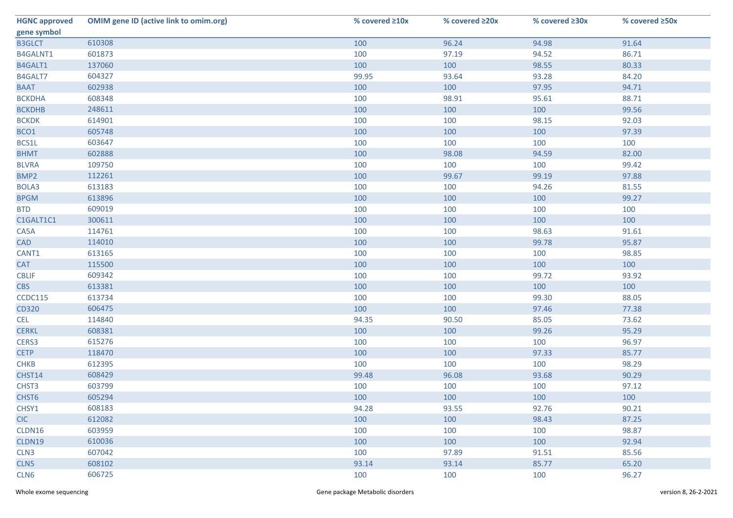| HGNC approved gene symbol | OMIM gene ID (active link to omim.org) | % covered ≥10x | % covered ≥20x | % covered ≥30x | % covered ≥50x |
|---|---|---|---|---|---|
| B3GLCT | 610308 | 100 | 96.24 | 94.98 | 91.64 |
| B4GALNT1 | 601873 | 100 | 97.19 | 94.52 | 86.71 |
| B4GALT1 | 137060 | 100 | 100 | 98.55 | 80.33 |
| B4GALT7 | 604327 | 99.95 | 93.64 | 93.28 | 84.20 |
| BAAT | 602938 | 100 | 100 | 97.95 | 94.71 |
| BCKDHA | 608348 | 100 | 98.91 | 95.61 | 88.71 |
| BCKDHB | 248611 | 100 | 100 | 100 | 99.56 |
| BCKDK | 614901 | 100 | 100 | 98.15 | 92.03 |
| BCO1 | 605748 | 100 | 100 | 100 | 97.39 |
| BCS1L | 603647 | 100 | 100 | 100 | 100 |
| BHMT | 602888 | 100 | 98.08 | 94.59 | 82.00 |
| BLVRA | 109750 | 100 | 100 | 100 | 99.42 |
| BMP2 | 112261 | 100 | 99.67 | 99.19 | 97.88 |
| BOLA3 | 613183 | 100 | 100 | 94.26 | 81.55 |
| BPGM | 613896 | 100 | 100 | 100 | 99.27 |
| BTD | 609019 | 100 | 100 | 100 | 100 |
| C1GALT1C1 | 300611 | 100 | 100 | 100 | 100 |
| CA5A | 114761 | 100 | 100 | 98.63 | 91.61 |
| CAD | 114010 | 100 | 100 | 99.78 | 95.87 |
| CANT1 | 613165 | 100 | 100 | 100 | 98.85 |
| CAT | 115500 | 100 | 100 | 100 | 100 |
| CBLIF | 609342 | 100 | 100 | 99.72 | 93.92 |
| CBS | 613381 | 100 | 100 | 100 | 100 |
| CCDC115 | 613734 | 100 | 100 | 99.30 | 88.05 |
| CD320 | 606475 | 100 | 100 | 97.46 | 77.38 |
| CEL | 114840 | 94.35 | 90.50 | 85.05 | 73.62 |
| CERKL | 608381 | 100 | 100 | 99.26 | 95.29 |
| CERS3 | 615276 | 100 | 100 | 100 | 96.97 |
| CETP | 118470 | 100 | 100 | 97.33 | 85.77 |
| CHKB | 612395 | 100 | 100 | 100 | 98.29 |
| CHST14 | 608429 | 99.48 | 96.08 | 93.68 | 90.29 |
| CHST3 | 603799 | 100 | 100 | 100 | 97.12 |
| CHST6 | 605294 | 100 | 100 | 100 | 100 |
| CHSY1 | 608183 | 94.28 | 93.55 | 92.76 | 90.21 |
| CIC | 612082 | 100 | 100 | 98.43 | 87.25 |
| CLDN16 | 603959 | 100 | 100 | 100 | 98.87 |
| CLDN19 | 610036 | 100 | 100 | 100 | 92.94 |
| CLN3 | 607042 | 100 | 97.89 | 91.51 | 85.56 |
| CLN5 | 608102 | 93.14 | 93.14 | 85.77 | 65.20 |
| CLN6 | 606725 | 100 | 100 | 100 | 96.27 |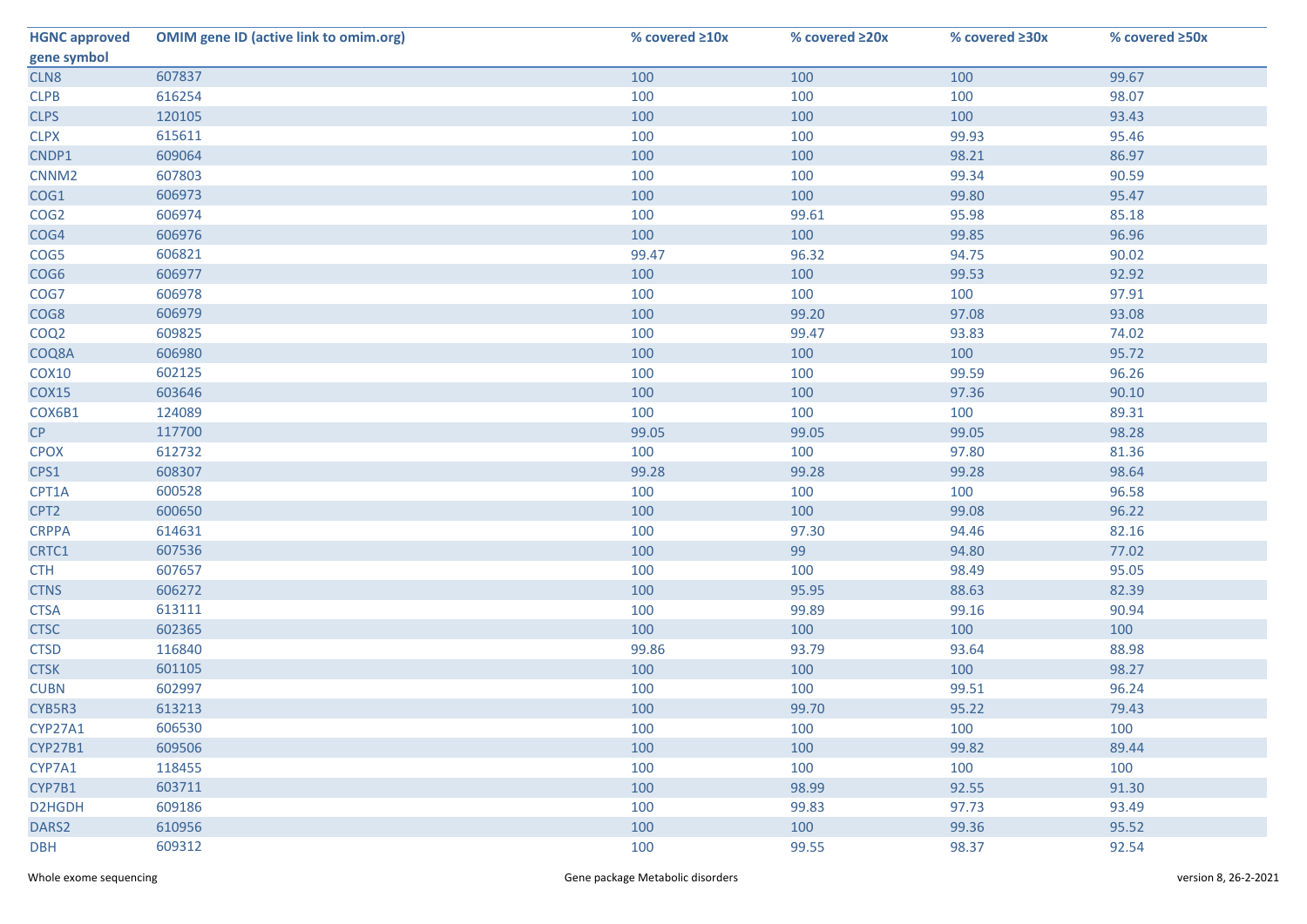| HGNC approved gene symbol | OMIM gene ID (active link to omim.org) | % covered ≥10x | % covered ≥20x | % covered ≥30x | % covered ≥50x |
|---|---|---|---|---|---|
| CLN8 | 607837 | 100 | 100 | 100 | 99.67 |
| CLPB | 616254 | 100 | 100 | 100 | 98.07 |
| CLPS | 120105 | 100 | 100 | 100 | 93.43 |
| CLPX | 615611 | 100 | 100 | 99.93 | 95.46 |
| CNDP1 | 609064 | 100 | 100 | 98.21 | 86.97 |
| CNNM2 | 607803 | 100 | 100 | 99.34 | 90.59 |
| COG1 | 606973 | 100 | 100 | 99.80 | 95.47 |
| COG2 | 606974 | 100 | 99.61 | 95.98 | 85.18 |
| COG4 | 606976 | 100 | 100 | 99.85 | 96.96 |
| COG5 | 606821 | 99.47 | 96.32 | 94.75 | 90.02 |
| COG6 | 606977 | 100 | 100 | 99.53 | 92.92 |
| COG7 | 606978 | 100 | 100 | 100 | 97.91 |
| COG8 | 606979 | 100 | 99.20 | 97.08 | 93.08 |
| COQ2 | 609825 | 100 | 99.47 | 93.83 | 74.02 |
| COQ8A | 606980 | 100 | 100 | 100 | 95.72 |
| COX10 | 602125 | 100 | 100 | 99.59 | 96.26 |
| COX15 | 603646 | 100 | 100 | 97.36 | 90.10 |
| COX6B1 | 124089 | 100 | 100 | 100 | 89.31 |
| CP | 117700 | 99.05 | 99.05 | 99.05 | 98.28 |
| CPOX | 612732 | 100 | 100 | 97.80 | 81.36 |
| CPS1 | 608307 | 99.28 | 99.28 | 99.28 | 98.64 |
| CPT1A | 600528 | 100 | 100 | 100 | 96.58 |
| CPT2 | 600650 | 100 | 100 | 99.08 | 96.22 |
| CRPPA | 614631 | 100 | 97.30 | 94.46 | 82.16 |
| CRTC1 | 607536 | 100 | 99 | 94.80 | 77.02 |
| CTH | 607657 | 100 | 100 | 98.49 | 95.05 |
| CTNS | 606272 | 100 | 95.95 | 88.63 | 82.39 |
| CTSA | 613111 | 100 | 99.89 | 99.16 | 90.94 |
| CTSC | 602365 | 100 | 100 | 100 | 100 |
| CTSD | 116840 | 99.86 | 93.79 | 93.64 | 88.98 |
| CTSK | 601105 | 100 | 100 | 100 | 98.27 |
| CUBN | 602997 | 100 | 100 | 99.51 | 96.24 |
| CYB5R3 | 613213 | 100 | 99.70 | 95.22 | 79.43 |
| CYP27A1 | 606530 | 100 | 100 | 100 | 100 |
| CYP27B1 | 609506 | 100 | 100 | 99.82 | 89.44 |
| CYP7A1 | 118455 | 100 | 100 | 100 | 100 |
| CYP7B1 | 603711 | 100 | 98.99 | 92.55 | 91.30 |
| D2HGDH | 609186 | 100 | 99.83 | 97.73 | 93.49 |
| DARS2 | 610956 | 100 | 100 | 99.36 | 95.52 |
| DBH | 609312 | 100 | 99.55 | 98.37 | 92.54 |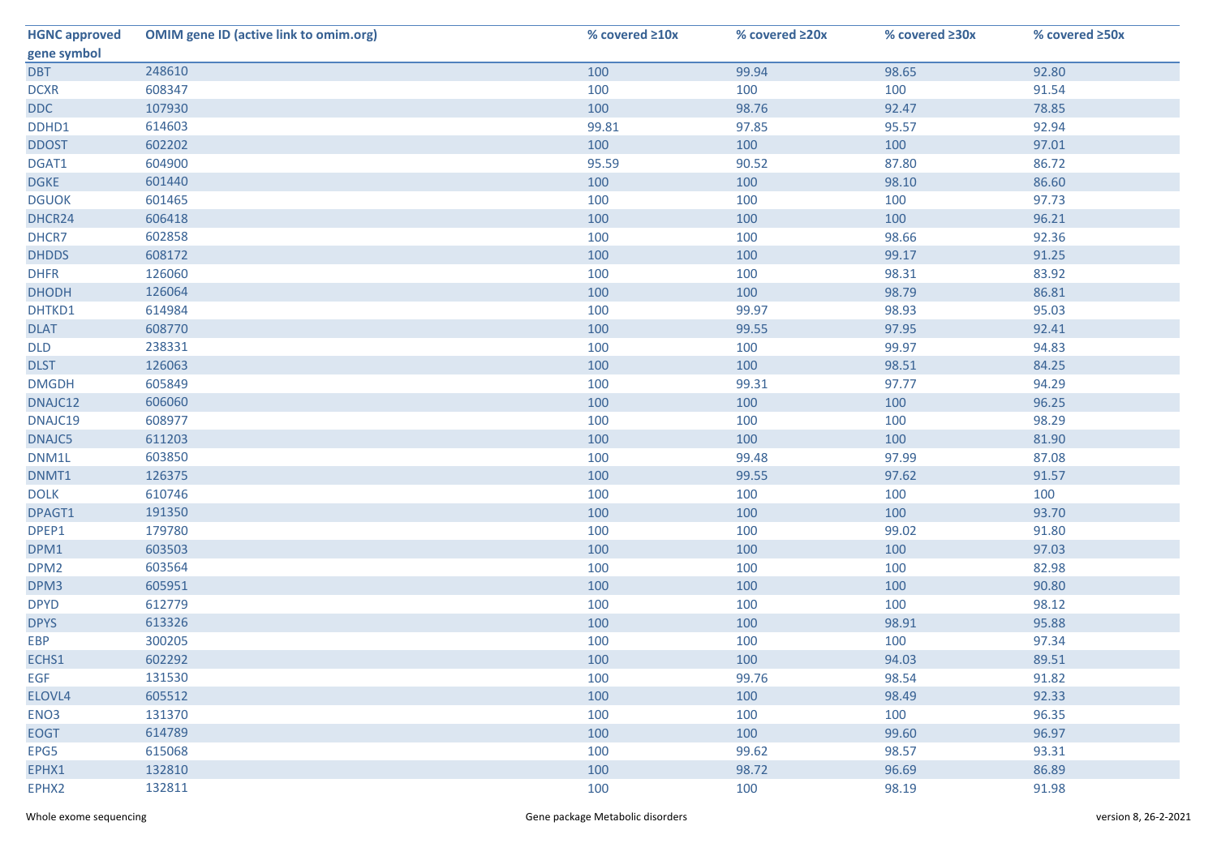| HGNC approved gene symbol | OMIM gene ID (active link to omim.org) | % covered ≥10x | % covered ≥20x | % covered ≥30x | % covered ≥50x |
|---|---|---|---|---|---|
| DBT | 248610 | 100 | 99.94 | 98.65 | 92.80 |
| DCXR | 608347 | 100 | 100 | 100 | 91.54 |
| DDC | 107930 | 100 | 98.76 | 92.47 | 78.85 |
| DDHD1 | 614603 | 99.81 | 97.85 | 95.57 | 92.94 |
| DDOST | 602202 | 100 | 100 | 100 | 97.01 |
| DGAT1 | 604900 | 95.59 | 90.52 | 87.80 | 86.72 |
| DGKE | 601440 | 100 | 100 | 98.10 | 86.60 |
| DGUOK | 601465 | 100 | 100 | 100 | 97.73 |
| DHCR24 | 606418 | 100 | 100 | 100 | 96.21 |
| DHCR7 | 602858 | 100 | 100 | 98.66 | 92.36 |
| DHDDS | 608172 | 100 | 100 | 99.17 | 91.25 |
| DHFR | 126060 | 100 | 100 | 98.31 | 83.92 |
| DHODH | 126064 | 100 | 100 | 98.79 | 86.81 |
| DHTKD1 | 614984 | 100 | 99.97 | 98.93 | 95.03 |
| DLAT | 608770 | 100 | 99.55 | 97.95 | 92.41 |
| DLD | 238331 | 100 | 100 | 99.97 | 94.83 |
| DLST | 126063 | 100 | 100 | 98.51 | 84.25 |
| DMGDH | 605849 | 100 | 99.31 | 97.77 | 94.29 |
| DNAJC12 | 606060 | 100 | 100 | 100 | 96.25 |
| DNAJC19 | 608977 | 100 | 100 | 100 | 98.29 |
| DNAJC5 | 611203 | 100 | 100 | 100 | 81.90 |
| DNM1L | 603850 | 100 | 99.48 | 97.99 | 87.08 |
| DNMT1 | 126375 | 100 | 99.55 | 97.62 | 91.57 |
| DOLK | 610746 | 100 | 100 | 100 | 100 |
| DPAGT1 | 191350 | 100 | 100 | 100 | 93.70 |
| DPEP1 | 179780 | 100 | 100 | 99.02 | 91.80 |
| DPM1 | 603503 | 100 | 100 | 100 | 97.03 |
| DPM2 | 603564 | 100 | 100 | 100 | 82.98 |
| DPM3 | 605951 | 100 | 100 | 100 | 90.80 |
| DPYD | 612779 | 100 | 100 | 100 | 98.12 |
| DPYS | 613326 | 100 | 100 | 98.91 | 95.88 |
| EBP | 300205 | 100 | 100 | 100 | 97.34 |
| ECHS1 | 602292 | 100 | 100 | 94.03 | 89.51 |
| EGF | 131530 | 100 | 99.76 | 98.54 | 91.82 |
| ELOVL4 | 605512 | 100 | 100 | 98.49 | 92.33 |
| ENO3 | 131370 | 100 | 100 | 100 | 96.35 |
| EOGT | 614789 | 100 | 100 | 99.60 | 96.97 |
| EPG5 | 615068 | 100 | 99.62 | 98.57 | 93.31 |
| EPHX1 | 132810 | 100 | 98.72 | 96.69 | 86.89 |
| EPHX2 | 132811 | 100 | 100 | 98.19 | 91.98 |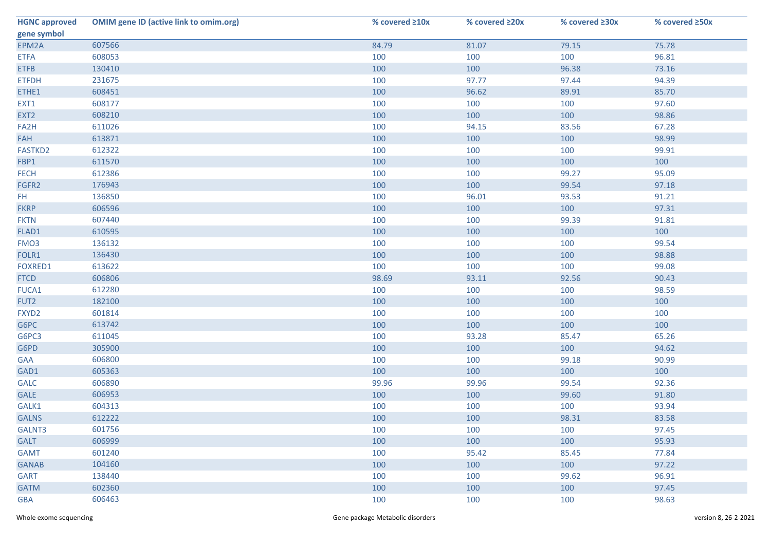| HGNC approved gene symbol | OMIM gene ID (active link to omim.org) | % covered ≥10x | % covered ≥20x | % covered ≥30x | % covered ≥50x |
|---|---|---|---|---|---|
| EPM2A | 607566 | 84.79 | 81.07 | 79.15 | 75.78 |
| ETFA | 608053 | 100 | 100 | 100 | 96.81 |
| ETFB | 130410 | 100 | 100 | 96.38 | 73.16 |
| ETFDH | 231675 | 100 | 97.77 | 97.44 | 94.39 |
| ETHE1 | 608451 | 100 | 96.62 | 89.91 | 85.70 |
| EXT1 | 608177 | 100 | 100 | 100 | 97.60 |
| EXT2 | 608210 | 100 | 100 | 100 | 98.86 |
| FA2H | 611026 | 100 | 94.15 | 83.56 | 67.28 |
| FAH | 613871 | 100 | 100 | 100 | 98.99 |
| FASTKD2 | 612322 | 100 | 100 | 100 | 99.91 |
| FBP1 | 611570 | 100 | 100 | 100 | 100 |
| FECH | 612386 | 100 | 100 | 99.27 | 95.09 |
| FGFR2 | 176943 | 100 | 100 | 99.54 | 97.18 |
| FH | 136850 | 100 | 96.01 | 93.53 | 91.21 |
| FKRP | 606596 | 100 | 100 | 100 | 97.31 |
| FKTN | 607440 | 100 | 100 | 99.39 | 91.81 |
| FLAD1 | 610595 | 100 | 100 | 100 | 100 |
| FMO3 | 136132 | 100 | 100 | 100 | 99.54 |
| FOLR1 | 136430 | 100 | 100 | 100 | 98.88 |
| FOXRED1 | 613622 | 100 | 100 | 100 | 99.08 |
| FTCD | 606806 | 98.69 | 93.11 | 92.56 | 90.43 |
| FUCA1 | 612280 | 100 | 100 | 100 | 98.59 |
| FUT2 | 182100 | 100 | 100 | 100 | 100 |
| FXYD2 | 601814 | 100 | 100 | 100 | 100 |
| G6PC | 613742 | 100 | 100 | 100 | 100 |
| G6PC3 | 611045 | 100 | 93.28 | 85.47 | 65.26 |
| G6PD | 305900 | 100 | 100 | 100 | 94.62 |
| GAA | 606800 | 100 | 100 | 99.18 | 90.99 |
| GAD1 | 605363 | 100 | 100 | 100 | 100 |
| GALC | 606890 | 99.96 | 99.96 | 99.54 | 92.36 |
| GALE | 606953 | 100 | 100 | 99.60 | 91.80 |
| GALK1 | 604313 | 100 | 100 | 100 | 93.94 |
| GALNS | 612222 | 100 | 100 | 98.31 | 83.58 |
| GALNT3 | 601756 | 100 | 100 | 100 | 97.45 |
| GALT | 606999 | 100 | 100 | 100 | 95.93 |
| GAMT | 601240 | 100 | 95.42 | 85.45 | 77.84 |
| GANAB | 104160 | 100 | 100 | 100 | 97.22 |
| GART | 138440 | 100 | 100 | 99.62 | 96.91 |
| GATM | 602360 | 100 | 100 | 100 | 97.45 |
| GBA | 606463 | 100 | 100 | 100 | 98.63 |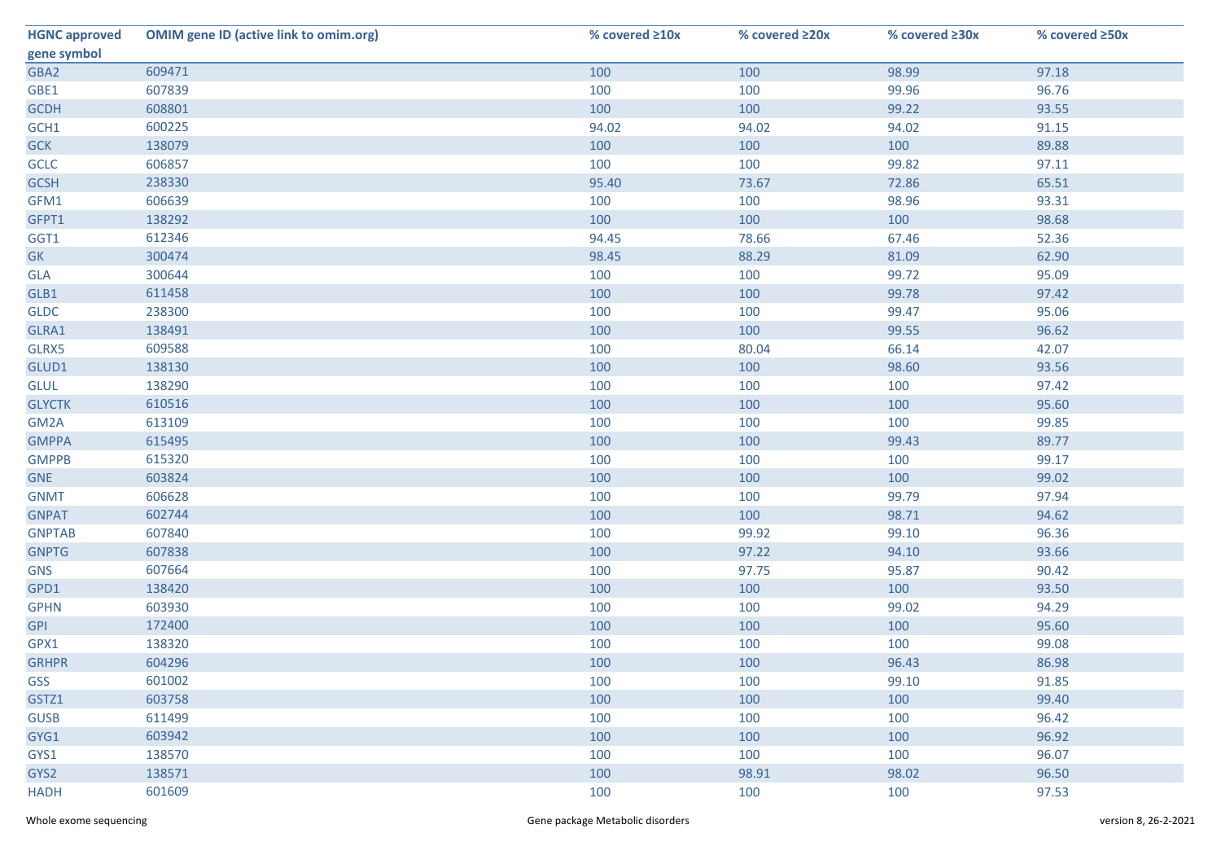| HGNC approved gene symbol | OMIM gene ID (active link to omim.org) | % covered ≥10x | % covered ≥20x | % covered ≥30x | % covered ≥50x |
|---|---|---|---|---|---|
| GBA2 | 609471 | 100 | 100 | 98.99 | 97.18 |
| GBE1 | 607839 | 100 | 100 | 99.96 | 96.76 |
| GCDH | 608801 | 100 | 100 | 99.22 | 93.55 |
| GCH1 | 600225 | 94.02 | 94.02 | 94.02 | 91.15 |
| GCK | 138079 | 100 | 100 | 100 | 89.88 |
| GCLC | 606857 | 100 | 100 | 99.82 | 97.11 |
| GCSH | 238330 | 95.40 | 73.67 | 72.86 | 65.51 |
| GFM1 | 606639 | 100 | 100 | 98.96 | 93.31 |
| GFPT1 | 138292 | 100 | 100 | 100 | 98.68 |
| GGT1 | 612346 | 94.45 | 78.66 | 67.46 | 52.36 |
| GK | 300474 | 98.45 | 88.29 | 81.09 | 62.90 |
| GLA | 300644 | 100 | 100 | 99.72 | 95.09 |
| GLB1 | 611458 | 100 | 100 | 99.78 | 97.42 |
| GLDC | 238300 | 100 | 100 | 99.47 | 95.06 |
| GLRA1 | 138491 | 100 | 100 | 99.55 | 96.62 |
| GLRX5 | 609588 | 100 | 80.04 | 66.14 | 42.07 |
| GLUD1 | 138130 | 100 | 100 | 98.60 | 93.56 |
| GLUL | 138290 | 100 | 100 | 100 | 97.42 |
| GLYCTK | 610516 | 100 | 100 | 100 | 95.60 |
| GM2A | 613109 | 100 | 100 | 100 | 99.85 |
| GMPPA | 615495 | 100 | 100 | 99.43 | 89.77 |
| GMPPB | 615320 | 100 | 100 | 100 | 99.17 |
| GNE | 603824 | 100 | 100 | 100 | 99.02 |
| GNMT | 606628 | 100 | 100 | 99.79 | 97.94 |
| GNPAT | 602744 | 100 | 100 | 98.71 | 94.62 |
| GNPTAB | 607840 | 100 | 99.92 | 99.10 | 96.36 |
| GNPTG | 607838 | 100 | 97.22 | 94.10 | 93.66 |
| GNS | 607664 | 100 | 97.75 | 95.87 | 90.42 |
| GPD1 | 138420 | 100 | 100 | 100 | 93.50 |
| GPHN | 603930 | 100 | 100 | 99.02 | 94.29 |
| GPI | 172400 | 100 | 100 | 100 | 95.60 |
| GPX1 | 138320 | 100 | 100 | 100 | 99.08 |
| GRHPR | 604296 | 100 | 100 | 96.43 | 86.98 |
| GSS | 601002 | 100 | 100 | 99.10 | 91.85 |
| GSTZ1 | 603758 | 100 | 100 | 100 | 99.40 |
| GUSB | 611499 | 100 | 100 | 100 | 96.42 |
| GYG1 | 603942 | 100 | 100 | 100 | 96.92 |
| GYS1 | 138570 | 100 | 100 | 100 | 96.07 |
| GYS2 | 138571 | 100 | 98.91 | 98.02 | 96.50 |
| HADH | 601609 | 100 | 100 | 100 | 97.53 |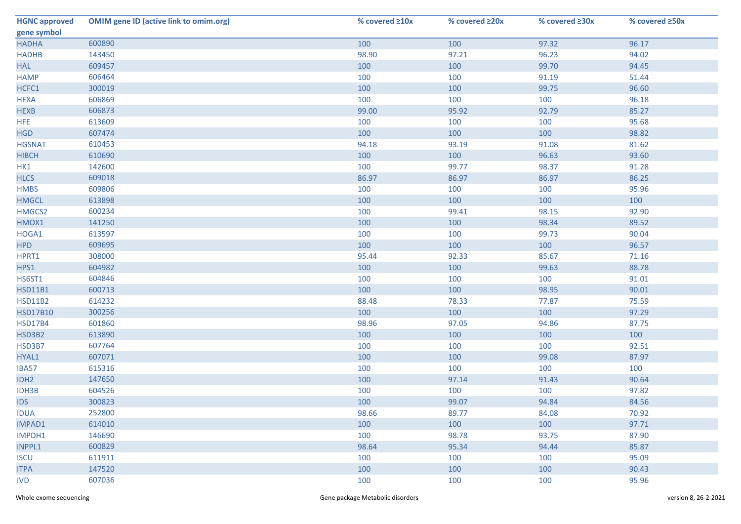| HGNC approved gene symbol | OMIM gene ID (active link to omim.org) | % covered ≥10x | % covered ≥20x | % covered ≥30x | % covered ≥50x |
|---|---|---|---|---|---|
| HADHA | 600890 | 100 | 100 | 97.32 | 96.17 |
| HADHB | 143450 | 98.90 | 97.21 | 96.23 | 94.02 |
| HAL | 609457 | 100 | 100 | 99.70 | 94.45 |
| HAMP | 606464 | 100 | 100 | 91.19 | 51.44 |
| HCFC1 | 300019 | 100 | 100 | 99.75 | 96.60 |
| HEXA | 606869 | 100 | 100 | 100 | 96.18 |
| HEXB | 606873 | 99.00 | 95.92 | 92.79 | 85.27 |
| HFE | 613609 | 100 | 100 | 100 | 95.68 |
| HGD | 607474 | 100 | 100 | 100 | 98.82 |
| HGSNAT | 610453 | 94.18 | 93.19 | 91.08 | 81.62 |
| HIBCH | 610690 | 100 | 100 | 96.63 | 93.60 |
| HK1 | 142600 | 100 | 99.77 | 98.37 | 91.28 |
| HLCS | 609018 | 86.97 | 86.97 | 86.97 | 86.25 |
| HMBS | 609806 | 100 | 100 | 100 | 95.96 |
| HMGCL | 613898 | 100 | 100 | 100 | 100 |
| HMGCS2 | 600234 | 100 | 99.41 | 98.15 | 92.90 |
| HMOX1 | 141250 | 100 | 100 | 98.34 | 89.52 |
| HOGA1 | 613597 | 100 | 100 | 99.73 | 90.04 |
| HPD | 609695 | 100 | 100 | 100 | 96.57 |
| HPRT1 | 308000 | 95.44 | 92.33 | 85.67 | 71.16 |
| HPS1 | 604982 | 100 | 100 | 99.63 | 88.78 |
| HS6ST1 | 604846 | 100 | 100 | 100 | 91.01 |
| HSD11B1 | 600713 | 100 | 100 | 98.95 | 90.01 |
| HSD11B2 | 614232 | 88.48 | 78.33 | 77.87 | 75.59 |
| HSD17B10 | 300256 | 100 | 100 | 100 | 97.29 |
| HSD17B4 | 601860 | 98.96 | 97.05 | 94.86 | 87.75 |
| HSD3B2 | 613890 | 100 | 100 | 100 | 100 |
| HSD3B7 | 607764 | 100 | 100 | 100 | 92.51 |
| HYAL1 | 607071 | 100 | 100 | 99.08 | 87.97 |
| IBA57 | 615316 | 100 | 100 | 100 | 100 |
| IDH2 | 147650 | 100 | 97.14 | 91.43 | 90.64 |
| IDH3B | 604526 | 100 | 100 | 100 | 97.82 |
| IDS | 300823 | 100 | 99.07 | 94.84 | 84.56 |
| IDUA | 252800 | 98.66 | 89.77 | 84.08 | 70.92 |
| IMPAD1 | 614010 | 100 | 100 | 100 | 97.71 |
| IMPDH1 | 146690 | 100 | 98.78 | 93.75 | 87.90 |
| INPPL1 | 600829 | 98.64 | 95.34 | 94.44 | 85.87 |
| ISCU | 611911 | 100 | 100 | 100 | 95.09 |
| ITPA | 147520 | 100 | 100 | 100 | 90.43 |
| IVD | 607036 | 100 | 100 | 100 | 95.96 |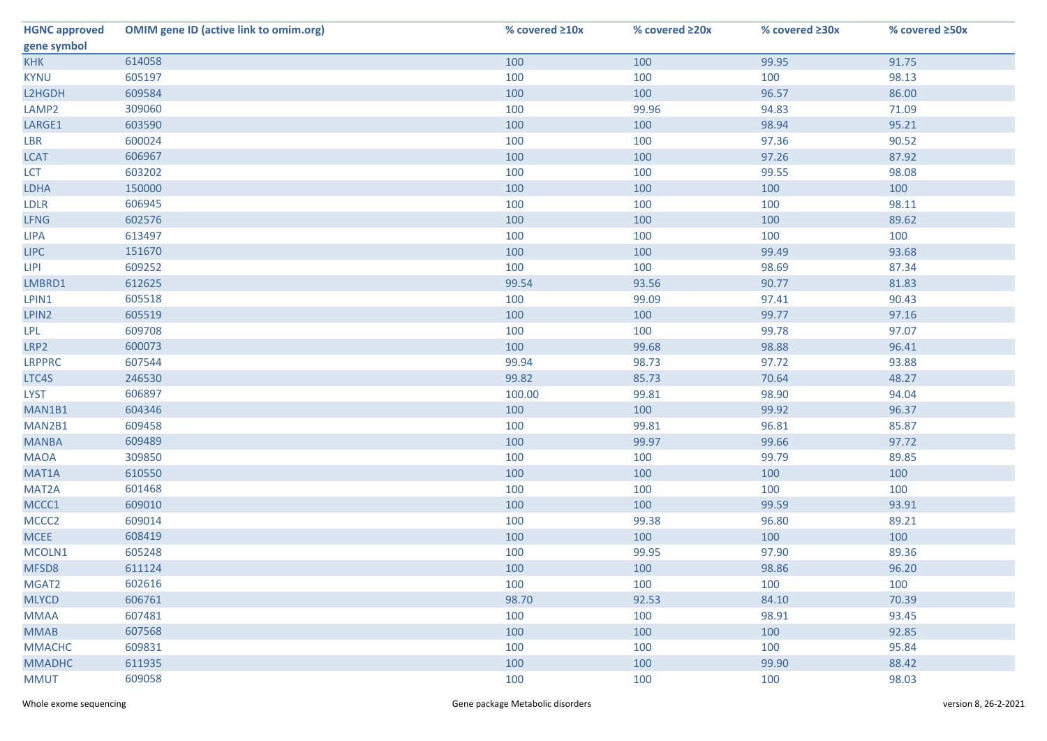| HGNC approved gene symbol | OMIM gene ID (active link to omim.org) | % covered ≥10x | % covered ≥20x | % covered ≥30x | % covered ≥50x |
|---|---|---|---|---|---|
| KHK | 614058 | 100 | 100 | 99.95 | 91.75 |
| KYNU | 605197 | 100 | 100 | 100 | 98.13 |
| L2HGDH | 609584 | 100 | 100 | 96.57 | 86.00 |
| LAMP2 | 309060 | 100 | 99.96 | 94.83 | 71.09 |
| LARGE1 | 603590 | 100 | 100 | 98.94 | 95.21 |
| LBR | 600024 | 100 | 100 | 97.36 | 90.52 |
| LCAT | 606967 | 100 | 100 | 97.26 | 87.92 |
| LCT | 603202 | 100 | 100 | 99.55 | 98.08 |
| LDHA | 150000 | 100 | 100 | 100 | 100 |
| LDLR | 606945 | 100 | 100 | 100 | 98.11 |
| LFNG | 602576 | 100 | 100 | 100 | 89.62 |
| LIPA | 613497 | 100 | 100 | 100 | 100 |
| LIPC | 151670 | 100 | 100 | 99.49 | 93.68 |
| LIPI | 609252 | 100 | 100 | 98.69 | 87.34 |
| LMBRD1 | 612625 | 99.54 | 93.56 | 90.77 | 81.83 |
| LPIN1 | 605518 | 100 | 99.09 | 97.41 | 90.43 |
| LPIN2 | 605519 | 100 | 100 | 99.77 | 97.16 |
| LPL | 609708 | 100 | 100 | 99.78 | 97.07 |
| LRP2 | 600073 | 100 | 99.68 | 98.88 | 96.41 |
| LRPPRC | 607544 | 99.94 | 98.73 | 97.72 | 93.88 |
| LTC4S | 246530 | 99.82 | 85.73 | 70.64 | 48.27 |
| LYST | 606897 | 100.00 | 99.81 | 98.90 | 94.04 |
| MAN1B1 | 604346 | 100 | 100 | 99.92 | 96.37 |
| MAN2B1 | 609458 | 100 | 99.81 | 96.81 | 85.87 |
| MANBA | 609489 | 100 | 99.97 | 99.66 | 97.72 |
| MAOA | 309850 | 100 | 100 | 99.79 | 89.85 |
| MAT1A | 610550 | 100 | 100 | 100 | 100 |
| MAT2A | 601468 | 100 | 100 | 100 | 100 |
| MCCC1 | 609010 | 100 | 100 | 99.59 | 93.91 |
| MCCC2 | 609014 | 100 | 99.38 | 96.80 | 89.21 |
| MCEE | 608419 | 100 | 100 | 100 | 100 |
| MCOLN1 | 605248 | 100 | 99.95 | 97.90 | 89.36 |
| MFSD8 | 611124 | 100 | 100 | 98.86 | 96.20 |
| MGAT2 | 602616 | 100 | 100 | 100 | 100 |
| MLYCD | 606761 | 98.70 | 92.53 | 84.10 | 70.39 |
| MMAA | 607481 | 100 | 100 | 98.91 | 93.45 |
| MMAB | 607568 | 100 | 100 | 100 | 92.85 |
| MMACHC | 609831 | 100 | 100 | 100 | 95.84 |
| MMADHC | 611935 | 100 | 100 | 99.90 | 88.42 |
| MMUT | 609058 | 100 | 100 | 100 | 98.03 |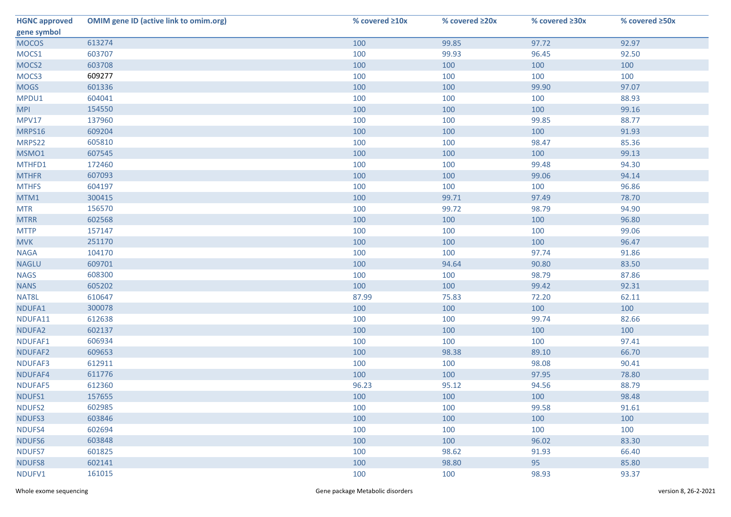| HGNC approved gene symbol | OMIM gene ID (active link to omim.org) | % covered ≥10x | % covered ≥20x | % covered ≥30x | % covered ≥50x |
|---|---|---|---|---|---|
| MOCOS | 613274 | 100 | 99.85 | 97.72 | 92.97 |
| MOCS1 | 603707 | 100 | 99.93 | 96.45 | 92.50 |
| MOCS2 | 603708 | 100 | 100 | 100 | 100 |
| MOCS3 | 609277 | 100 | 100 | 100 | 100 |
| MOGS | 601336 | 100 | 100 | 99.90 | 97.07 |
| MPDU1 | 604041 | 100 | 100 | 100 | 88.93 |
| MPI | 154550 | 100 | 100 | 100 | 99.16 |
| MPV17 | 137960 | 100 | 100 | 99.85 | 88.77 |
| MRPS16 | 609204 | 100 | 100 | 100 | 91.93 |
| MRPS22 | 605810 | 100 | 100 | 98.47 | 85.36 |
| MSMO1 | 607545 | 100 | 100 | 100 | 99.13 |
| MTHFD1 | 172460 | 100 | 100 | 99.48 | 94.30 |
| MTHFR | 607093 | 100 | 100 | 99.06 | 94.14 |
| MTHFS | 604197 | 100 | 100 | 100 | 96.86 |
| MTM1 | 300415 | 100 | 99.71 | 97.49 | 78.70 |
| MTR | 156570 | 100 | 99.72 | 98.79 | 94.90 |
| MTRR | 602568 | 100 | 100 | 100 | 96.80 |
| MTTP | 157147 | 100 | 100 | 100 | 99.06 |
| MVK | 251170 | 100 | 100 | 100 | 96.47 |
| NAGA | 104170 | 100 | 100 | 97.74 | 91.86 |
| NAGLU | 609701 | 100 | 94.64 | 90.80 | 83.50 |
| NAGS | 608300 | 100 | 100 | 98.79 | 87.86 |
| NANS | 605202 | 100 | 100 | 99.42 | 92.31 |
| NAT8L | 610647 | 87.99 | 75.83 | 72.20 | 62.11 |
| NDUFA1 | 300078 | 100 | 100 | 100 | 100 |
| NDUFA11 | 612638 | 100 | 100 | 99.74 | 82.66 |
| NDUFA2 | 602137 | 100 | 100 | 100 | 100 |
| NDUFAF1 | 606934 | 100 | 100 | 100 | 97.41 |
| NDUFAF2 | 609653 | 100 | 98.38 | 89.10 | 66.70 |
| NDUFAF3 | 612911 | 100 | 100 | 98.08 | 90.41 |
| NDUFAF4 | 611776 | 100 | 100 | 97.95 | 78.80 |
| NDUFAF5 | 612360 | 96.23 | 95.12 | 94.56 | 88.79 |
| NDUFS1 | 157655 | 100 | 100 | 100 | 98.48 |
| NDUFS2 | 602985 | 100 | 100 | 99.58 | 91.61 |
| NDUFS3 | 603846 | 100 | 100 | 100 | 100 |
| NDUFS4 | 602694 | 100 | 100 | 100 | 100 |
| NDUFS6 | 603848 | 100 | 100 | 96.02 | 83.30 |
| NDUFS7 | 601825 | 100 | 98.62 | 91.93 | 66.40 |
| NDUFS8 | 602141 | 100 | 98.80 | 95 | 85.80 |
| NDUFV1 | 161015 | 100 | 100 | 98.93 | 93.37 |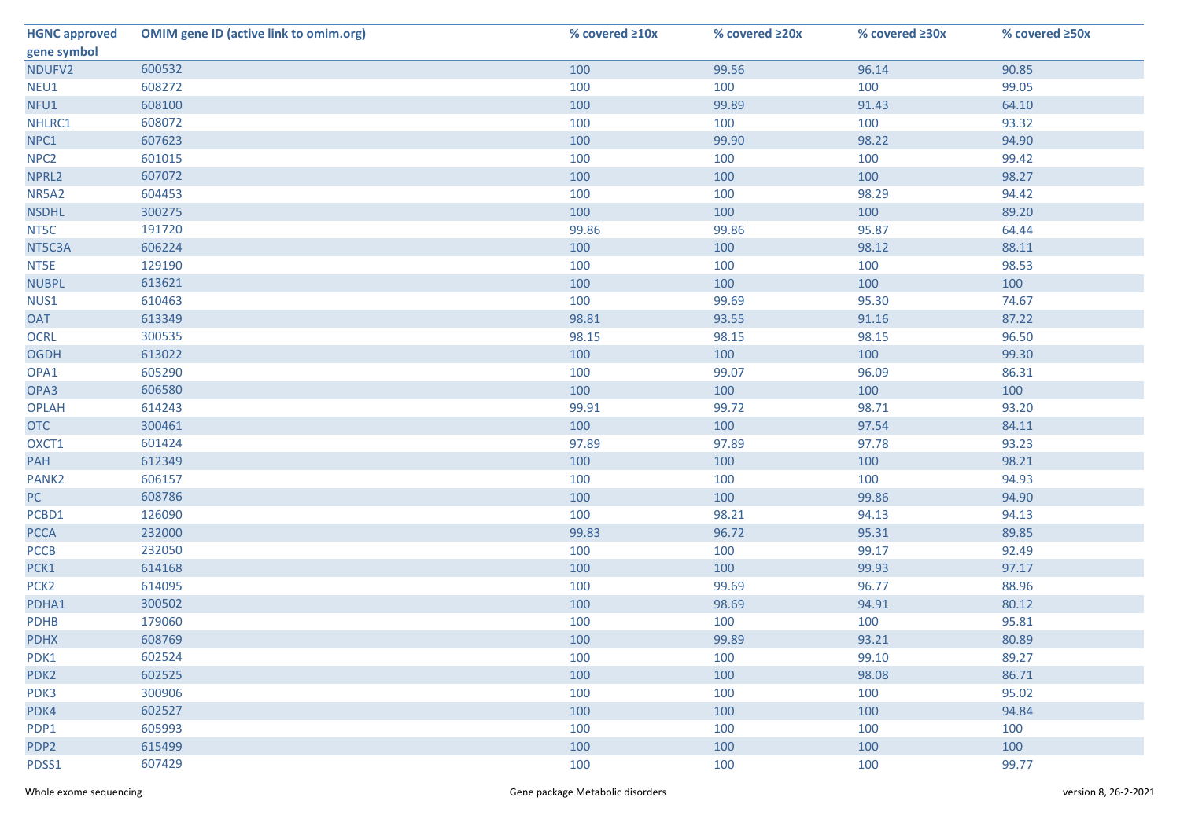| HGNC approved gene symbol | OMIM gene ID (active link to omim.org) | % covered ≥10x | % covered ≥20x | % covered ≥30x | % covered ≥50x |
|---|---|---|---|---|---|
| NDUFV2 | 600532 | 100 | 99.56 | 96.14 | 90.85 |
| NEU1 | 608272 | 100 | 100 | 100 | 99.05 |
| NFU1 | 608100 | 100 | 99.89 | 91.43 | 64.10 |
| NHLRC1 | 608072 | 100 | 100 | 100 | 93.32 |
| NPC1 | 607623 | 100 | 99.90 | 98.22 | 94.90 |
| NPC2 | 601015 | 100 | 100 | 100 | 99.42 |
| NPRL2 | 607072 | 100 | 100 | 100 | 98.27 |
| NR5A2 | 604453 | 100 | 100 | 98.29 | 94.42 |
| NSDHL | 300275 | 100 | 100 | 100 | 89.20 |
| NT5C | 191720 | 99.86 | 99.86 | 95.87 | 64.44 |
| NT5C3A | 606224 | 100 | 100 | 98.12 | 88.11 |
| NT5E | 129190 | 100 | 100 | 100 | 98.53 |
| NUBPL | 613621 | 100 | 100 | 100 | 100 |
| NUS1 | 610463 | 100 | 99.69 | 95.30 | 74.67 |
| OAT | 613349 | 98.81 | 93.55 | 91.16 | 87.22 |
| OCRL | 300535 | 98.15 | 98.15 | 98.15 | 96.50 |
| OGDH | 613022 | 100 | 100 | 100 | 99.30 |
| OPA1 | 605290 | 100 | 99.07 | 96.09 | 86.31 |
| OPA3 | 606580 | 100 | 100 | 100 | 100 |
| OPLAH | 614243 | 99.91 | 99.72 | 98.71 | 93.20 |
| OTC | 300461 | 100 | 100 | 97.54 | 84.11 |
| OXCT1 | 601424 | 97.89 | 97.89 | 97.78 | 93.23 |
| PAH | 612349 | 100 | 100 | 100 | 98.21 |
| PANK2 | 606157 | 100 | 100 | 100 | 94.93 |
| PC | 608786 | 100 | 100 | 99.86 | 94.90 |
| PCBD1 | 126090 | 100 | 98.21 | 94.13 | 94.13 |
| PCCA | 232000 | 99.83 | 96.72 | 95.31 | 89.85 |
| PCCB | 232050 | 100 | 100 | 99.17 | 92.49 |
| PCK1 | 614168 | 100 | 100 | 99.93 | 97.17 |
| PCK2 | 614095 | 100 | 99.69 | 96.77 | 88.96 |
| PDHA1 | 300502 | 100 | 98.69 | 94.91 | 80.12 |
| PDHB | 179060 | 100 | 100 | 100 | 95.81 |
| PDHX | 608769 | 100 | 99.89 | 93.21 | 80.89 |
| PDK1 | 602524 | 100 | 100 | 99.10 | 89.27 |
| PDK2 | 602525 | 100 | 100 | 98.08 | 86.71 |
| PDK3 | 300906 | 100 | 100 | 100 | 95.02 |
| PDK4 | 602527 | 100 | 100 | 100 | 94.84 |
| PDP1 | 605993 | 100 | 100 | 100 | 100 |
| PDP2 | 615499 | 100 | 100 | 100 | 100 |
| PDSS1 | 607429 | 100 | 100 | 100 | 99.77 |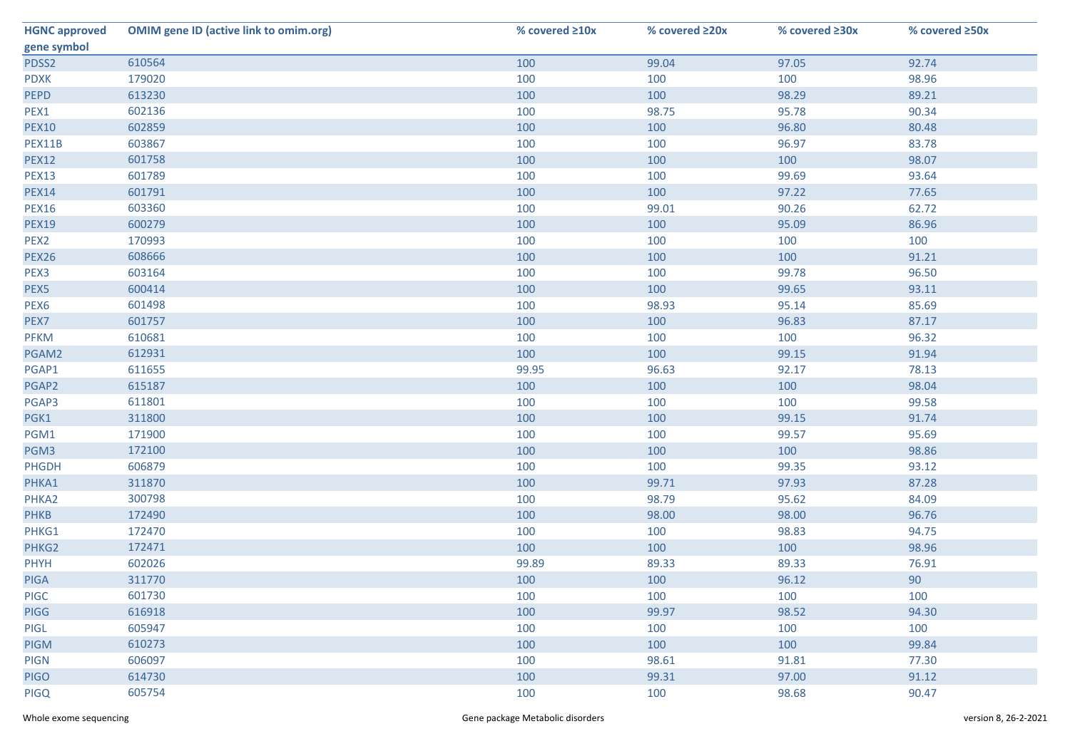| HGNC approved gene symbol | OMIM gene ID (active link to omim.org) | % covered ≥10x | % covered ≥20x | % covered ≥30x | % covered ≥50x |
|---|---|---|---|---|---|
| PDSS2 | 610564 | 100 | 99.04 | 97.05 | 92.74 |
| PDXK | 179020 | 100 | 100 | 100 | 98.96 |
| PEPD | 613230 | 100 | 100 | 98.29 | 89.21 |
| PEX1 | 602136 | 100 | 98.75 | 95.78 | 90.34 |
| PEX10 | 602859 | 100 | 100 | 96.80 | 80.48 |
| PEX11B | 603867 | 100 | 100 | 96.97 | 83.78 |
| PEX12 | 601758 | 100 | 100 | 100 | 98.07 |
| PEX13 | 601789 | 100 | 100 | 99.69 | 93.64 |
| PEX14 | 601791 | 100 | 100 | 97.22 | 77.65 |
| PEX16 | 603360 | 100 | 99.01 | 90.26 | 62.72 |
| PEX19 | 600279 | 100 | 100 | 95.09 | 86.96 |
| PEX2 | 170993 | 100 | 100 | 100 | 100 |
| PEX26 | 608666 | 100 | 100 | 100 | 91.21 |
| PEX3 | 603164 | 100 | 100 | 99.78 | 96.50 |
| PEX5 | 600414 | 100 | 100 | 99.65 | 93.11 |
| PEX6 | 601498 | 100 | 98.93 | 95.14 | 85.69 |
| PEX7 | 601757 | 100 | 100 | 96.83 | 87.17 |
| PFKM | 610681 | 100 | 100 | 100 | 96.32 |
| PGAM2 | 612931 | 100 | 100 | 99.15 | 91.94 |
| PGAP1 | 611655 | 99.95 | 96.63 | 92.17 | 78.13 |
| PGAP2 | 615187 | 100 | 100 | 100 | 98.04 |
| PGAP3 | 611801 | 100 | 100 | 100 | 99.58 |
| PGK1 | 311800 | 100 | 100 | 99.15 | 91.74 |
| PGM1 | 171900 | 100 | 100 | 99.57 | 95.69 |
| PGM3 | 172100 | 100 | 100 | 100 | 98.86 |
| PHGDH | 606879 | 100 | 100 | 99.35 | 93.12 |
| PHKA1 | 311870 | 100 | 99.71 | 97.93 | 87.28 |
| PHKA2 | 300798 | 100 | 98.79 | 95.62 | 84.09 |
| PHKB | 172490 | 100 | 98.00 | 98.00 | 96.76 |
| PHKG1 | 172470 | 100 | 100 | 98.83 | 94.75 |
| PHKG2 | 172471 | 100 | 100 | 100 | 98.96 |
| PHYH | 602026 | 99.89 | 89.33 | 89.33 | 76.91 |
| PIGA | 311770 | 100 | 100 | 96.12 | 90 |
| PIGC | 601730 | 100 | 100 | 100 | 100 |
| PIGG | 616918 | 100 | 99.97 | 98.52 | 94.30 |
| PIGL | 605947 | 100 | 100 | 100 | 100 |
| PIGM | 610273 | 100 | 100 | 100 | 99.84 |
| PIGN | 606097 | 100 | 98.61 | 91.81 | 77.30 |
| PIGO | 614730 | 100 | 99.31 | 97.00 | 91.12 |
| PIGQ | 605754 | 100 | 100 | 98.68 | 90.47 |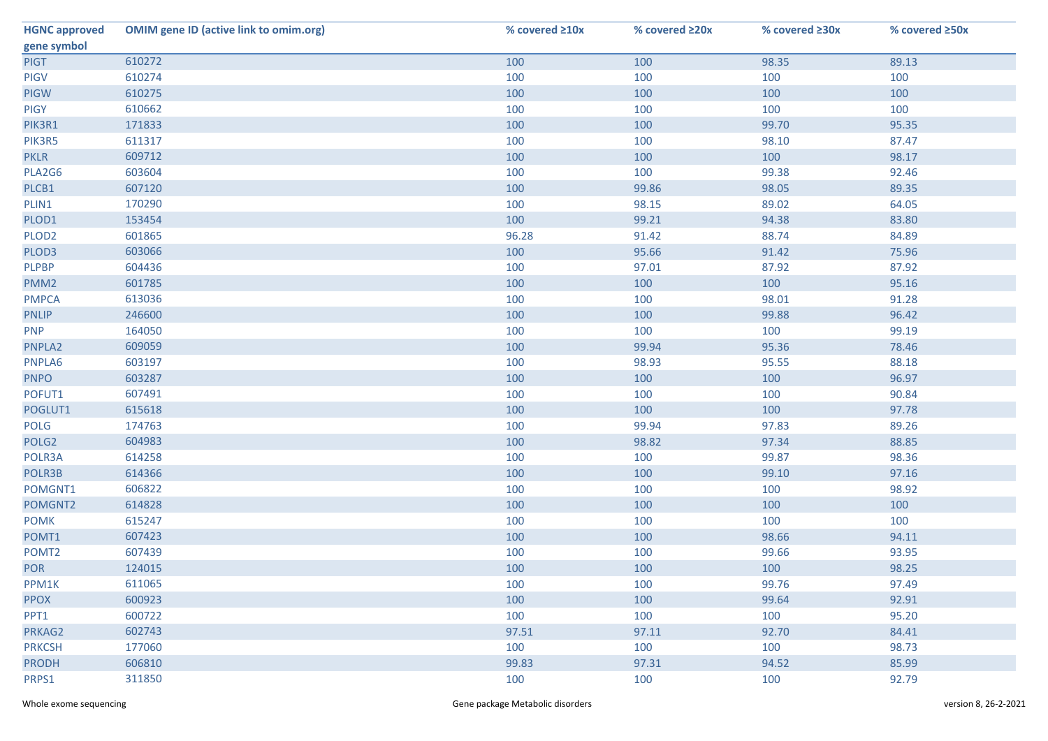| HGNC approved gene symbol | OMIM gene ID (active link to omim.org) | % covered ≥10x | % covered ≥20x | % covered ≥30x | % covered ≥50x |
|---|---|---|---|---|---|
| PIGT | 610272 | 100 | 100 | 98.35 | 89.13 |
| PIGV | 610274 | 100 | 100 | 100 | 100 |
| PIGW | 610275 | 100 | 100 | 100 | 100 |
| PIGY | 610662 | 100 | 100 | 100 | 100 |
| PIK3R1 | 171833 | 100 | 100 | 99.70 | 95.35 |
| PIK3R5 | 611317 | 100 | 100 | 98.10 | 87.47 |
| PKLR | 609712 | 100 | 100 | 100 | 98.17 |
| PLA2G6 | 603604 | 100 | 100 | 99.38 | 92.46 |
| PLCB1 | 607120 | 100 | 99.86 | 98.05 | 89.35 |
| PLIN1 | 170290 | 100 | 98.15 | 89.02 | 64.05 |
| PLOD1 | 153454 | 100 | 99.21 | 94.38 | 83.80 |
| PLOD2 | 601865 | 96.28 | 91.42 | 88.74 | 84.89 |
| PLOD3 | 603066 | 100 | 95.66 | 91.42 | 75.96 |
| PLPBP | 604436 | 100 | 97.01 | 87.92 | 87.92 |
| PMM2 | 601785 | 100 | 100 | 100 | 95.16 |
| PMPCA | 613036 | 100 | 100 | 98.01 | 91.28 |
| PNLIP | 246600 | 100 | 100 | 99.88 | 96.42 |
| PNP | 164050 | 100 | 100 | 100 | 99.19 |
| PNPLA2 | 609059 | 100 | 99.94 | 95.36 | 78.46 |
| PNPLA6 | 603197 | 100 | 98.93 | 95.55 | 88.18 |
| PNPO | 603287 | 100 | 100 | 100 | 96.97 |
| POFUT1 | 607491 | 100 | 100 | 100 | 90.84 |
| POGLUT1 | 615618 | 100 | 100 | 100 | 97.78 |
| POLG | 174763 | 100 | 99.94 | 97.83 | 89.26 |
| POLG2 | 604983 | 100 | 98.82 | 97.34 | 88.85 |
| POLR3A | 614258 | 100 | 100 | 99.87 | 98.36 |
| POLR3B | 614366 | 100 | 100 | 99.10 | 97.16 |
| POMGNT1 | 606822 | 100 | 100 | 100 | 98.92 |
| POMGNT2 | 614828 | 100 | 100 | 100 | 100 |
| POMK | 615247 | 100 | 100 | 100 | 100 |
| POMT1 | 607423 | 100 | 100 | 98.66 | 94.11 |
| POMT2 | 607439 | 100 | 100 | 99.66 | 93.95 |
| POR | 124015 | 100 | 100 | 100 | 98.25 |
| PPM1K | 611065 | 100 | 100 | 99.76 | 97.49 |
| PPOX | 600923 | 100 | 100 | 99.64 | 92.91 |
| PPT1 | 600722 | 100 | 100 | 100 | 95.20 |
| PRKAG2 | 602743 | 97.51 | 97.11 | 92.70 | 84.41 |
| PRKCSH | 177060 | 100 | 100 | 100 | 98.73 |
| PRODH | 606810 | 99.83 | 97.31 | 94.52 | 85.99 |
| PRPS1 | 311850 | 100 | 100 | 100 | 92.79 |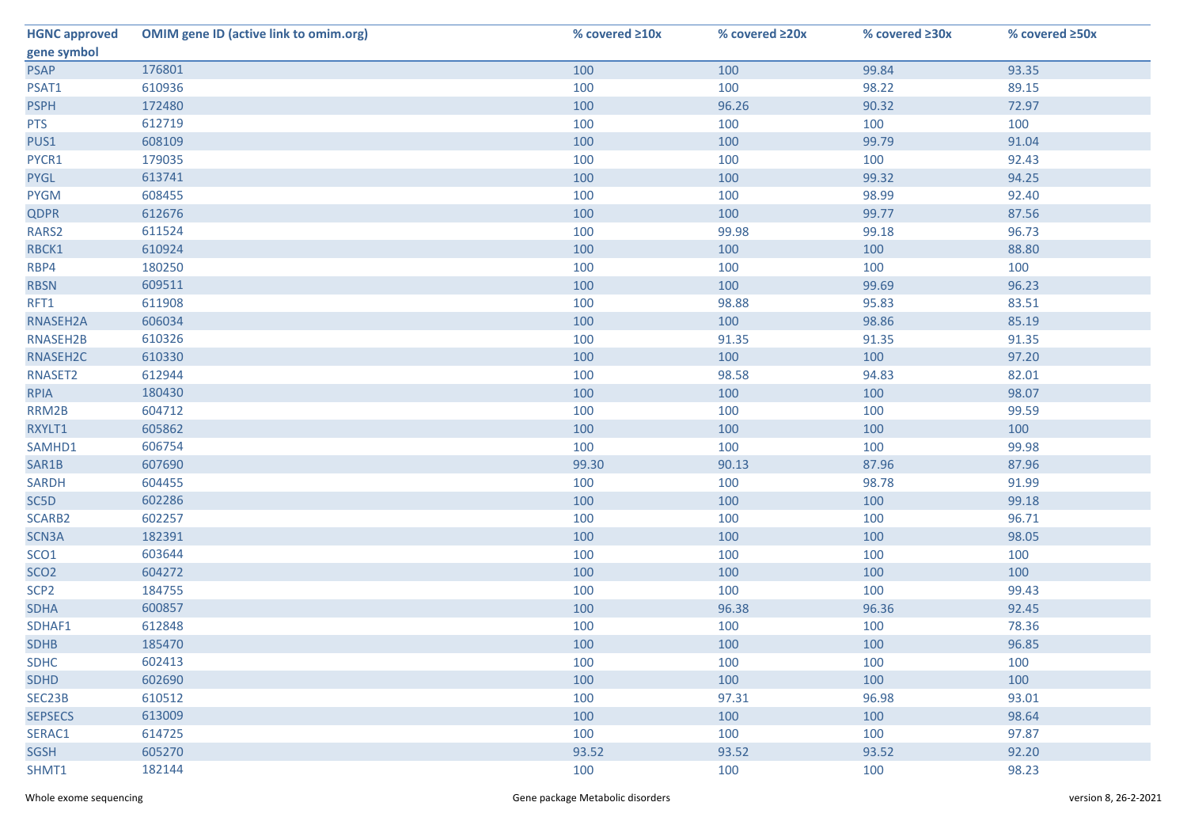| HGNC approved gene symbol | OMIM gene ID (active link to omim.org) | % covered ≥10x | % covered ≥20x | % covered ≥30x | % covered ≥50x |
|---|---|---|---|---|---|
| PSAP | 176801 | 100 | 100 | 99.84 | 93.35 |
| PSAT1 | 610936 | 100 | 100 | 98.22 | 89.15 |
| PSPH | 172480 | 100 | 96.26 | 90.32 | 72.97 |
| PTS | 612719 | 100 | 100 | 100 | 100 |
| PUS1 | 608109 | 100 | 100 | 99.79 | 91.04 |
| PYCR1 | 179035 | 100 | 100 | 100 | 92.43 |
| PYGL | 613741 | 100 | 100 | 99.32 | 94.25 |
| PYGM | 608455 | 100 | 100 | 98.99 | 92.40 |
| QDPR | 612676 | 100 | 100 | 99.77 | 87.56 |
| RARS2 | 611524 | 100 | 99.98 | 99.18 | 96.73 |
| RBCK1 | 610924 | 100 | 100 | 100 | 88.80 |
| RBP4 | 180250 | 100 | 100 | 100 | 100 |
| RBSN | 609511 | 100 | 100 | 99.69 | 96.23 |
| RFT1 | 611908 | 100 | 98.88 | 95.83 | 83.51 |
| RNASEH2A | 606034 | 100 | 100 | 98.86 | 85.19 |
| RNASEH2B | 610326 | 100 | 91.35 | 91.35 | 91.35 |
| RNASEH2C | 610330 | 100 | 100 | 100 | 97.20 |
| RNASET2 | 612944 | 100 | 98.58 | 94.83 | 82.01 |
| RPIA | 180430 | 100 | 100 | 100 | 98.07 |
| RRM2B | 604712 | 100 | 100 | 100 | 99.59 |
| RXYLT1 | 605862 | 100 | 100 | 100 | 100 |
| SAMHD1 | 606754 | 100 | 100 | 100 | 99.98 |
| SAR1B | 607690 | 99.30 | 90.13 | 87.96 | 87.96 |
| SARDH | 604455 | 100 | 100 | 98.78 | 91.99 |
| SC5D | 602286 | 100 | 100 | 100 | 99.18 |
| SCARB2 | 602257 | 100 | 100 | 100 | 96.71 |
| SCN3A | 182391 | 100 | 100 | 100 | 98.05 |
| SCO1 | 603644 | 100 | 100 | 100 | 100 |
| SCO2 | 604272 | 100 | 100 | 100 | 100 |
| SCP2 | 184755 | 100 | 100 | 100 | 99.43 |
| SDHA | 600857 | 100 | 96.38 | 96.36 | 92.45 |
| SDHAF1 | 612848 | 100 | 100 | 100 | 78.36 |
| SDHB | 185470 | 100 | 100 | 100 | 96.85 |
| SDHC | 602413 | 100 | 100 | 100 | 100 |
| SDHD | 602690 | 100 | 100 | 100 | 100 |
| SEC23B | 610512 | 100 | 97.31 | 96.98 | 93.01 |
| SEPSECS | 613009 | 100 | 100 | 100 | 98.64 |
| SERAC1 | 614725 | 100 | 100 | 100 | 97.87 |
| SGSH | 605270 | 93.52 | 93.52 | 93.52 | 92.20 |
| SHMT1 | 182144 | 100 | 100 | 100 | 98.23 |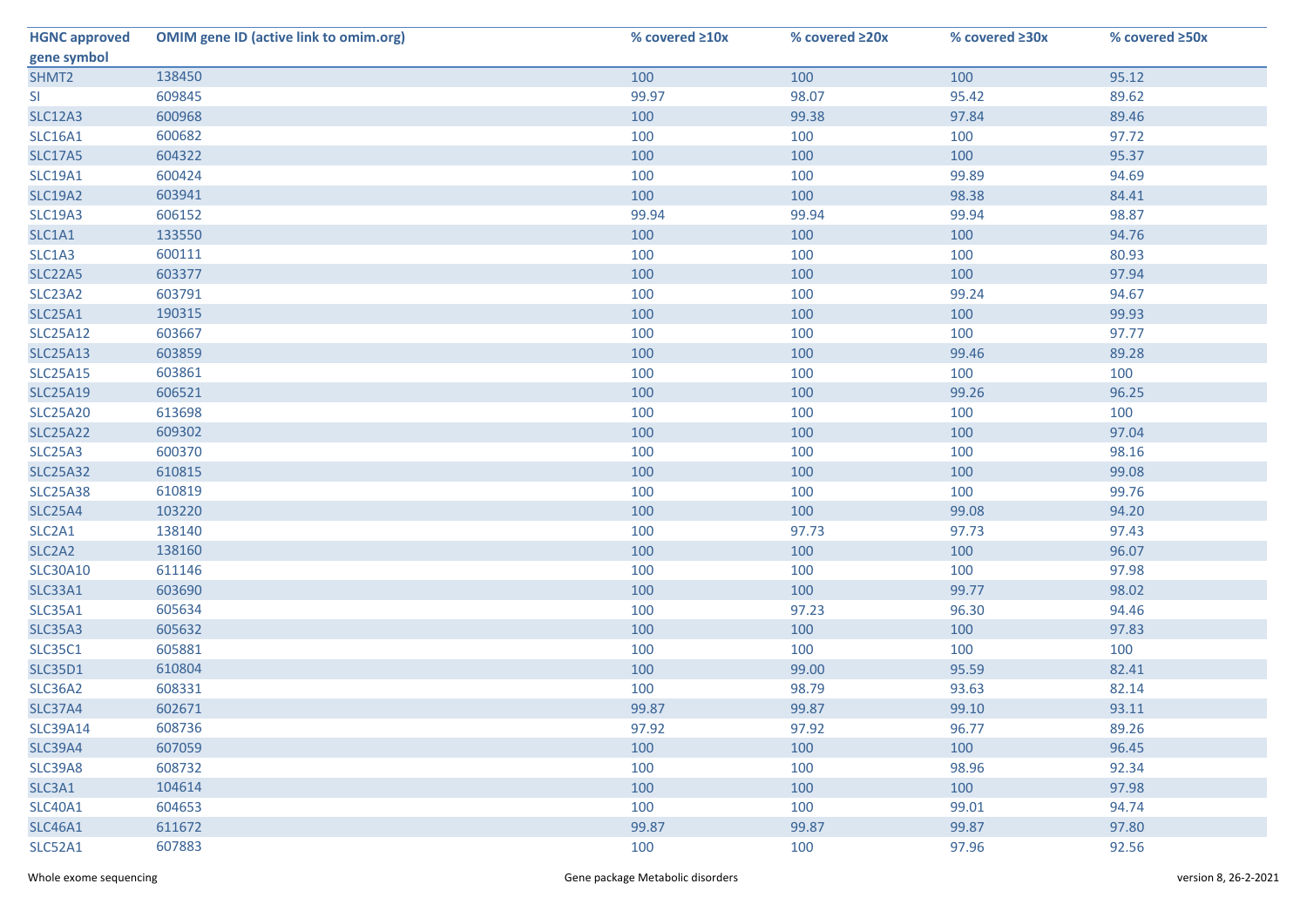| HGNC approved gene symbol | OMIM gene ID (active link to omim.org) | % covered ≥10x | % covered ≥20x | % covered ≥30x | % covered ≥50x |
|---|---|---|---|---|---|
| SHMT2 | 138450 | 100 | 100 | 100 | 95.12 |
| SI | 609845 | 99.97 | 98.07 | 95.42 | 89.62 |
| SLC12A3 | 600968 | 100 | 99.38 | 97.84 | 89.46 |
| SLC16A1 | 600682 | 100 | 100 | 100 | 97.72 |
| SLC17A5 | 604322 | 100 | 100 | 100 | 95.37 |
| SLC19A1 | 600424 | 100 | 100 | 99.89 | 94.69 |
| SLC19A2 | 603941 | 100 | 100 | 98.38 | 84.41 |
| SLC19A3 | 606152 | 99.94 | 99.94 | 99.94 | 98.87 |
| SLC1A1 | 133550 | 100 | 100 | 100 | 94.76 |
| SLC1A3 | 600111 | 100 | 100 | 100 | 80.93 |
| SLC22A5 | 603377 | 100 | 100 | 100 | 97.94 |
| SLC23A2 | 603791 | 100 | 100 | 99.24 | 94.67 |
| SLC25A1 | 190315 | 100 | 100 | 100 | 99.93 |
| SLC25A12 | 603667 | 100 | 100 | 100 | 97.77 |
| SLC25A13 | 603859 | 100 | 100 | 99.46 | 89.28 |
| SLC25A15 | 603861 | 100 | 100 | 100 | 100 |
| SLC25A19 | 606521 | 100 | 100 | 99.26 | 96.25 |
| SLC25A20 | 613698 | 100 | 100 | 100 | 100 |
| SLC25A22 | 609302 | 100 | 100 | 100 | 97.04 |
| SLC25A3 | 600370 | 100 | 100 | 100 | 98.16 |
| SLC25A32 | 610815 | 100 | 100 | 100 | 99.08 |
| SLC25A38 | 610819 | 100 | 100 | 100 | 99.76 |
| SLC25A4 | 103220 | 100 | 100 | 99.08 | 94.20 |
| SLC2A1 | 138140 | 100 | 97.73 | 97.73 | 97.43 |
| SLC2A2 | 138160 | 100 | 100 | 100 | 96.07 |
| SLC30A10 | 611146 | 100 | 100 | 100 | 97.98 |
| SLC33A1 | 603690 | 100 | 100 | 99.77 | 98.02 |
| SLC35A1 | 605634 | 100 | 97.23 | 96.30 | 94.46 |
| SLC35A3 | 605632 | 100 | 100 | 100 | 97.83 |
| SLC35C1 | 605881 | 100 | 100 | 100 | 100 |
| SLC35D1 | 610804 | 100 | 99.00 | 95.59 | 82.41 |
| SLC36A2 | 608331 | 100 | 98.79 | 93.63 | 82.14 |
| SLC37A4 | 602671 | 99.87 | 99.87 | 99.10 | 93.11 |
| SLC39A14 | 608736 | 97.92 | 97.92 | 96.77 | 89.26 |
| SLC39A4 | 607059 | 100 | 100 | 100 | 96.45 |
| SLC39A8 | 608732 | 100 | 100 | 98.96 | 92.34 |
| SLC3A1 | 104614 | 100 | 100 | 100 | 97.98 |
| SLC40A1 | 604653 | 100 | 100 | 99.01 | 94.74 |
| SLC46A1 | 611672 | 99.87 | 99.87 | 99.87 | 97.80 |
| SLC52A1 | 607883 | 100 | 100 | 97.96 | 92.56 |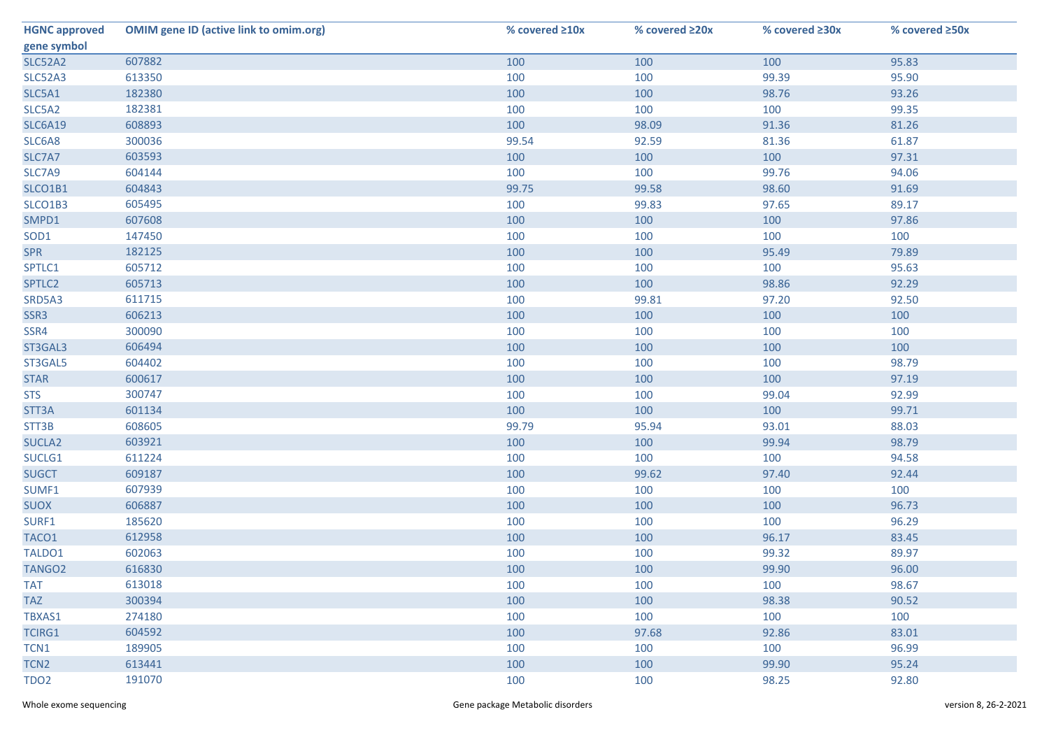| HGNC approved gene symbol | OMIM gene ID (active link to omim.org) | % covered ≥10x | % covered ≥20x | % covered ≥30x | % covered ≥50x |
|---|---|---|---|---|---|
| SLC52A2 | 607882 | 100 | 100 | 100 | 95.83 |
| SLC52A3 | 613350 | 100 | 100 | 99.39 | 95.90 |
| SLC5A1 | 182380 | 100 | 100 | 98.76 | 93.26 |
| SLC5A2 | 182381 | 100 | 100 | 100 | 99.35 |
| SLC6A19 | 608893 | 100 | 98.09 | 91.36 | 81.26 |
| SLC6A8 | 300036 | 99.54 | 92.59 | 81.36 | 61.87 |
| SLC7A7 | 603593 | 100 | 100 | 100 | 97.31 |
| SLC7A9 | 604144 | 100 | 100 | 99.76 | 94.06 |
| SLCO1B1 | 604843 | 99.75 | 99.58 | 98.60 | 91.69 |
| SLCO1B3 | 605495 | 100 | 99.83 | 97.65 | 89.17 |
| SMPD1 | 607608 | 100 | 100 | 100 | 97.86 |
| SOD1 | 147450 | 100 | 100 | 100 | 100 |
| SPR | 182125 | 100 | 100 | 95.49 | 79.89 |
| SPTLC1 | 605712 | 100 | 100 | 100 | 95.63 |
| SPTLC2 | 605713 | 100 | 100 | 98.86 | 92.29 |
| SRD5A3 | 611715 | 100 | 99.81 | 97.20 | 92.50 |
| SSR3 | 606213 | 100 | 100 | 100 | 100 |
| SSR4 | 300090 | 100 | 100 | 100 | 100 |
| ST3GAL3 | 606494 | 100 | 100 | 100 | 100 |
| ST3GAL5 | 604402 | 100 | 100 | 100 | 98.79 |
| STAR | 600617 | 100 | 100 | 100 | 97.19 |
| STS | 300747 | 100 | 100 | 99.04 | 92.99 |
| STT3A | 601134 | 100 | 100 | 100 | 99.71 |
| STT3B | 608605 | 99.79 | 95.94 | 93.01 | 88.03 |
| SUCLA2 | 603921 | 100 | 100 | 99.94 | 98.79 |
| SUCLG1 | 611224 | 100 | 100 | 100 | 94.58 |
| SUGCT | 609187 | 100 | 99.62 | 97.40 | 92.44 |
| SUMF1 | 607939 | 100 | 100 | 100 | 100 |
| SUOX | 606887 | 100 | 100 | 100 | 96.73 |
| SURF1 | 185620 | 100 | 100 | 100 | 96.29 |
| TACO1 | 612958 | 100 | 100 | 96.17 | 83.45 |
| TALDO1 | 602063 | 100 | 100 | 99.32 | 89.97 |
| TANGO2 | 616830 | 100 | 100 | 99.90 | 96.00 |
| TAT | 613018 | 100 | 100 | 100 | 98.67 |
| TAZ | 300394 | 100 | 100 | 98.38 | 90.52 |
| TBXAS1 | 274180 | 100 | 100 | 100 | 100 |
| TCIRG1 | 604592 | 100 | 97.68 | 92.86 | 83.01 |
| TCN1 | 189905 | 100 | 100 | 100 | 96.99 |
| TCN2 | 613441 | 100 | 100 | 99.90 | 95.24 |
| TDO2 | 191070 | 100 | 100 | 98.25 | 92.80 |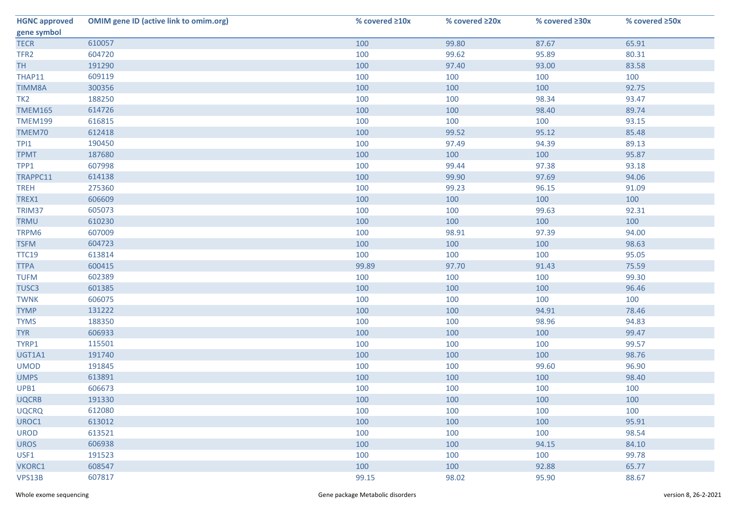| HGNC approved gene symbol | OMIM gene ID (active link to omim.org) | % covered ≥10x | % covered ≥20x | % covered ≥30x | % covered ≥50x |
|---|---|---|---|---|---|
| TECR | 610057 | 100 | 99.80 | 87.67 | 65.91 |
| TFR2 | 604720 | 100 | 99.62 | 95.89 | 80.31 |
| TH | 191290 | 100 | 97.40 | 93.00 | 83.58 |
| THAP11 | 609119 | 100 | 100 | 100 | 100 |
| TIMM8A | 300356 | 100 | 100 | 100 | 92.75 |
| TK2 | 188250 | 100 | 100 | 98.34 | 93.47 |
| TMEM165 | 614726 | 100 | 100 | 98.40 | 89.74 |
| TMEM199 | 616815 | 100 | 100 | 100 | 93.15 |
| TMEM70 | 612418 | 100 | 99.52 | 95.12 | 85.48 |
| TPI1 | 190450 | 100 | 97.49 | 94.39 | 89.13 |
| TPMT | 187680 | 100 | 100 | 100 | 95.87 |
| TPP1 | 607998 | 100 | 99.44 | 97.38 | 93.18 |
| TRAPPC11 | 614138 | 100 | 99.90 | 97.69 | 94.06 |
| TREH | 275360 | 100 | 99.23 | 96.15 | 91.09 |
| TREX1 | 606609 | 100 | 100 | 100 | 100 |
| TRIM37 | 605073 | 100 | 100 | 99.63 | 92.31 |
| TRMU | 610230 | 100 | 100 | 100 | 100 |
| TRPM6 | 607009 | 100 | 98.91 | 97.39 | 94.00 |
| TSFM | 604723 | 100 | 100 | 100 | 98.63 |
| TTC19 | 613814 | 100 | 100 | 100 | 95.05 |
| TTPA | 600415 | 99.89 | 97.70 | 91.43 | 75.59 |
| TUFM | 602389 | 100 | 100 | 100 | 99.30 |
| TUSC3 | 601385 | 100 | 100 | 100 | 96.46 |
| TWNK | 606075 | 100 | 100 | 100 | 100 |
| TYMP | 131222 | 100 | 100 | 94.91 | 78.46 |
| TYMS | 188350 | 100 | 100 | 98.96 | 94.83 |
| TYR | 606933 | 100 | 100 | 100 | 99.47 |
| TYRP1 | 115501 | 100 | 100 | 100 | 99.57 |
| UGT1A1 | 191740 | 100 | 100 | 100 | 98.76 |
| UMOD | 191845 | 100 | 100 | 99.60 | 96.90 |
| UMPS | 613891 | 100 | 100 | 100 | 98.40 |
| UPB1 | 606673 | 100 | 100 | 100 | 100 |
| UQCRB | 191330 | 100 | 100 | 100 | 100 |
| UQCRQ | 612080 | 100 | 100 | 100 | 100 |
| UROC1 | 613012 | 100 | 100 | 100 | 95.91 |
| UROD | 613521 | 100 | 100 | 100 | 98.54 |
| UROS | 606938 | 100 | 100 | 94.15 | 84.10 |
| USF1 | 191523 | 100 | 100 | 100 | 99.78 |
| VKORC1 | 608547 | 100 | 100 | 92.88 | 65.77 |
| VPS13B | 607817 | 99.15 | 98.02 | 95.90 | 88.67 |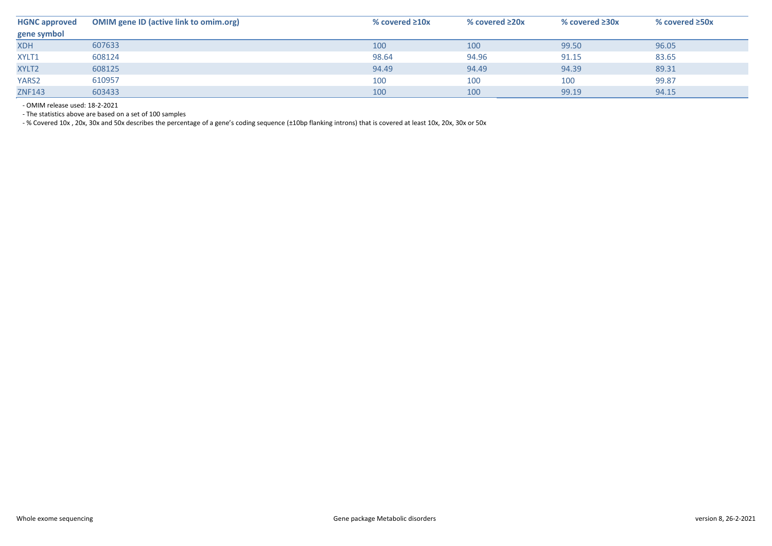| HGNC approved gene symbol | OMIM gene ID (active link to omim.org) | % covered ≥10x | % covered ≥20x | % covered ≥30x | % covered ≥50x |
|---|---|---|---|---|---|
| XDH | 607633 | 100 | 100 | 99.50 | 96.05 |
| XYLT1 | 608124 | 98.64 | 94.96 | 91.15 | 83.65 |
| XYLT2 | 608125 | 94.49 | 94.49 | 94.39 | 89.31 |
| YARS2 | 610957 | 100 | 100 | 100 | 99.87 |
| ZNF143 | 603433 | 100 | 100 | 99.19 | 94.15 |

- OMIM release used: 18-2-2021
- The statistics above are based on a set of 100 samples
- % Covered 10x , 20x, 30x and 50x describes the percentage of a gene's coding sequence (±10bp flanking introns) that is covered at least 10x, 20x, 30x or 50x